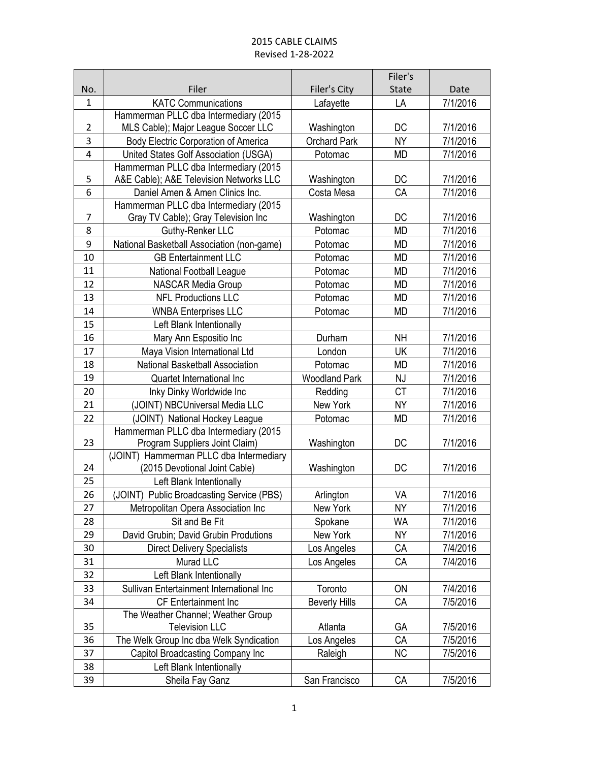# 2015 CABLE CLAIMS

Revised 1-28-2022

| No. | Filer | Filer's City | Filer's State | Date |
|---|---|---|---|---|
| 1 | KATC Communications | Lafayette | LA | 7/1/2016 |
| 2 | Hammerman PLLC dba Intermediary (2015 MLS Cable); Major League Soccer LLC | Washington | DC | 7/1/2016 |
| 3 | Body Electric Corporation of America | Orchard Park | NY | 7/1/2016 |
| 4 | United States Golf Association (USGA) | Potomac | MD | 7/1/2016 |
| 5 | Hammerman PLLC dba Intermediary (2015 A&E Cable); A&E Television Networks LLC | Washington | DC | 7/1/2016 |
| 6 | Daniel Amen & Amen Clinics Inc. | Costa Mesa | CA | 7/1/2016 |
| 7 | Hammerman PLLC dba Intermediary (2015 Gray TV Cable); Gray Television Inc | Washington | DC | 7/1/2016 |
| 8 | Guthy-Renker LLC | Potomac | MD | 7/1/2016 |
| 9 | National Basketball Association (non-game) | Potomac | MD | 7/1/2016 |
| 10 | GB Entertainment LLC | Potomac | MD | 7/1/2016 |
| 11 | National Football League | Potomac | MD | 7/1/2016 |
| 12 | NASCAR Media Group | Potomac | MD | 7/1/2016 |
| 13 | NFL Productions LLC | Potomac | MD | 7/1/2016 |
| 14 | WNBA Enterprises LLC | Potomac | MD | 7/1/2016 |
| 15 | Left Blank Intentionally | | | |
| 16 | Mary Ann Espositio Inc | Durham | NH | 7/1/2016 |
| 17 | Maya Vision International Ltd | London | UK | 7/1/2016 |
| 18 | National Basketball Association | Potomac | MD | 7/1/2016 |
| 19 | Quartet International Inc | Woodland Park | NJ | 7/1/2016 |
| 20 | Inky Dinky Worldwide Inc | Redding | CT | 7/1/2016 |
| 21 | (JOINT) NBCUniversal Media LLC | New York | NY | 7/1/2016 |
| 22 | (JOINT) National Hockey League | Potomac | MD | 7/1/2016 |
| 23 | Hammerman PLLC dba Intermediary (2015 Program Suppliers Joint Claim) | Washington | DC | 7/1/2016 |
| 24 | (JOINT) Hammerman PLLC dba Intermediary (2015 Devotional Joint Cable) | Washington | DC | 7/1/2016 |
| 25 | Left Blank Intentionally | | | |
| 26 | (JOINT) Public Broadcasting Service (PBS) | Arlington | VA | 7/1/2016 |
| 27 | Metropolitan Opera Association Inc | New York | NY | 7/1/2016 |
| 28 | Sit and Be Fit | Spokane | WA | 7/1/2016 |
| 29 | David Grubin; David Grubin Prodution | New York | NY | 7/1/2016 |
| 30 | Direct Delivery Specialists | Los Angeles | CA | 7/4/2016 |
| 31 | Murad LLC | Los Angeles | CA | 7/4/2016 |
| 32 | Left Blank Intentionally | | | |
| 33 | Sullivan Entertainment International Inc | Toronto | ON | 7/4/2016 |
| 34 | CF Entertainment Inc | Beverly Hills | CA | 7/5/2016 |
| 35 | The Weather Channel; Weather Group Television LLC | Atlanta | GA | 7/5/2016 |
| 36 | The Welk Group Inc dba Welk Syndication | Los Angeles | CA | 7/5/2016 |
| 37 | Capitol Broadcasting Company Inc | Raleigh | NC | 7/5/2016 |
| 38 | Left Blank Intentionally | | | |
| 39 | Sheila Fay Ganz | San Francisco | CA | 7/5/2016 |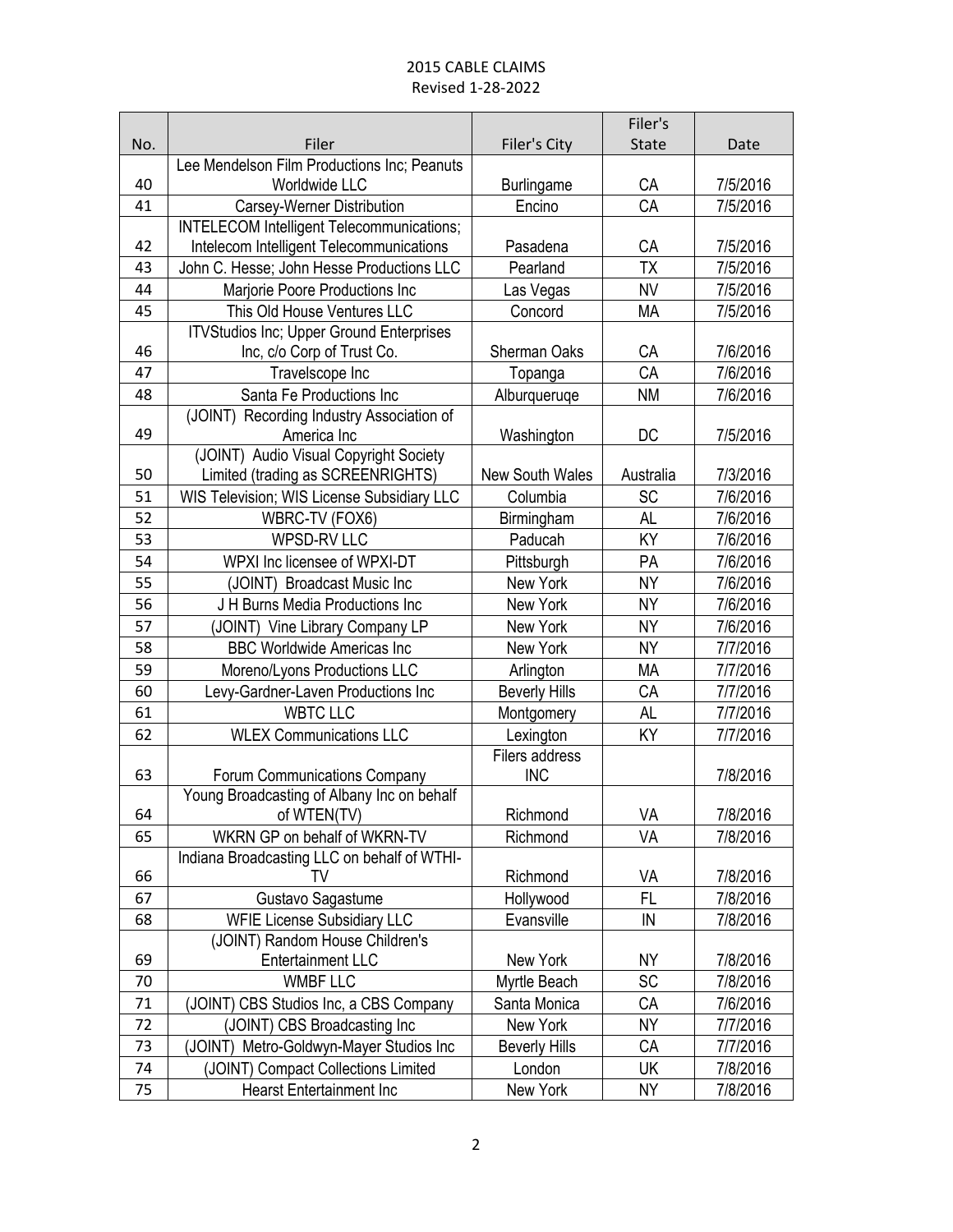2015 CABLE CLAIMS
Revised 1-28-2022

| No. | Filer | Filer's City | Filer's State | Date |
|---|---|---|---|---|
| 40 | Lee Mendelson Film Productions Inc; Peanuts Worldwide LLC | Burlingame | CA | 7/5/2016 |
| 41 | Carsey-Werner Distribution | Encino | CA | 7/5/2016 |
| 42 | INTELECOM Intelligent Telecommunications; Intelecom Intelligent Telecommunications | Pasadena | CA | 7/5/2016 |
| 43 | John C. Hesse; John Hesse Productions LLC | Pearland | TX | 7/5/2016 |
| 44 | Marjorie Poore Productions Inc | Las Vegas | NV | 7/5/2016 |
| 45 | This Old House Ventures LLC | Concord | MA | 7/5/2016 |
| 46 | ITVStudios Inc; Upper Ground Enterprises Inc, c/o Corp of Trust Co. | Sherman Oaks | CA | 7/6/2016 |
| 47 | Travelscope Inc | Topanga | CA | 7/6/2016 |
| 48 | Santa Fe Productions Inc | Alburqueruqe | NM | 7/6/2016 |
| 49 | (JOINT) Recording Industry Association of America Inc | Washington | DC | 7/5/2016 |
| 50 | (JOINT) Audio Visual Copyright Society Limited (trading as SCREENRIGHTS) | New South Wales | Australia | 7/3/2016 |
| 51 | WIS Television; WIS License Subsidiary LLC | Columbia | SC | 7/6/2016 |
| 52 | WBRC-TV (FOX6) | Birmingham | AL | 7/6/2016 |
| 53 | WPSD-RV LLC | Paducah | KY | 7/6/2016 |
| 54 | WPXI Inc licensee of WPXI-DT | Pittsburgh | PA | 7/6/2016 |
| 55 | (JOINT) Broadcast Music Inc | New York | NY | 7/6/2016 |
| 56 | J H Burns Media Productions Inc | New York | NY | 7/6/2016 |
| 57 | (JOINT) Vine Library Company LP | New York | NY | 7/6/2016 |
| 58 | BBC Worldwide Americas Inc | New York | NY | 7/7/2016 |
| 59 | Moreno/Lyons Productions LLC | Arlington | MA | 7/7/2016 |
| 60 | Levy-Gardner-Laven Productions Inc | Beverly Hills | CA | 7/7/2016 |
| 61 | WBTC LLC | Montgomery | AL | 7/7/2016 |
| 62 | WLEX Communications LLC | Lexington | KY | 7/7/2016 |
| 63 | Forum Communications Company | Filers address INC | | 7/8/2016 |
| 64 | Young Broadcasting of Albany Inc on behalf of WTEN(TV) | Richmond | VA | 7/8/2016 |
| 65 | WKRN GP on behalf of WKRN-TV | Richmond | VA | 7/8/2016 |
| 66 | Indiana Broadcasting LLC on behalf of WTHI-TV | Richmond | VA | 7/8/2016 |
| 67 | Gustavo Sagastume | Hollywood | FL | 7/8/2016 |
| 68 | WFIE License Subsidiary LLC | Evansville | IN | 7/8/2016 |
| 69 | (JOINT) Random House Children's Entertainment LLC | New York | NY | 7/8/2016 |
| 70 | WMBF LLC | Myrtle Beach | SC | 7/8/2016 |
| 71 | (JOINT) CBS Studios Inc, a CBS Company | Santa Monica | CA | 7/6/2016 |
| 72 | (JOINT) CBS Broadcasting Inc | New York | NY | 7/7/2016 |
| 73 | (JOINT) Metro-Goldwyn-Mayer Studios Inc | Beverly Hills | CA | 7/7/2016 |
| 74 | (JOINT) Compact Collections Limited | London | UK | 7/8/2016 |
| 75 | Hearst Entertainment Inc | New York | NY | 7/8/2016 |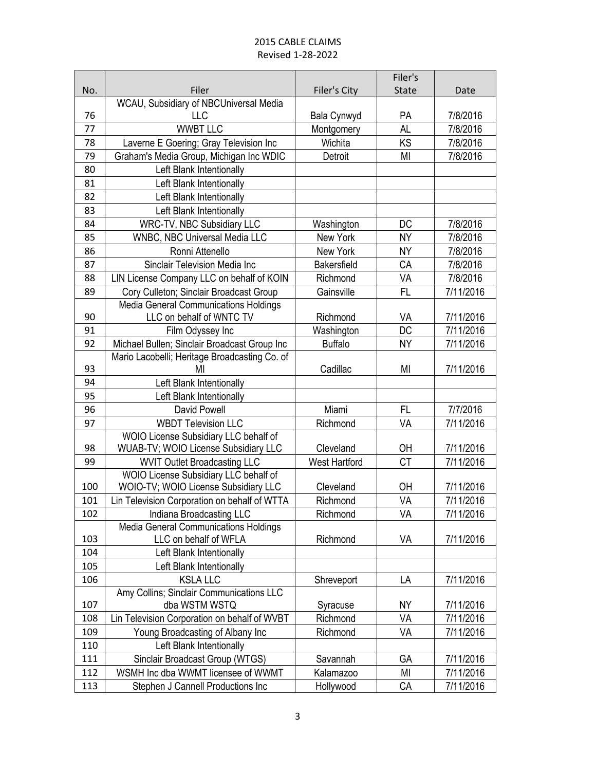2015 CABLE CLAIMS
Revised 1-28-2022

| No. | Filer | Filer's City | Filer's State | Date |
|---|---|---|---|---|
| 76 | WCAU, Subsidiary of NBCUniversal Media LLC | Bala Cynwyd | PA | 7/8/2016 |
| 77 | WWBT LLC | Montgomery | AL | 7/8/2016 |
| 78 | Laverne E Goering; Gray Television Inc | Wichita | KS | 7/8/2016 |
| 79 | Graham's Media Group, Michigan Inc WDIC | Detroit | MI | 7/8/2016 |
| 80 | Left Blank Intentionally | | | |
| 81 | Left Blank Intentionally | | | |
| 82 | Left Blank Intentionally | | | |
| 83 | Left Blank Intentionally | | | |
| 84 | WRC-TV, NBC Subsidiary LLC | Washington | DC | 7/8/2016 |
| 85 | WNBC, NBC Universal Media LLC | New York | NY | 7/8/2016 |
| 86 | Ronni Attenello | New York | NY | 7/8/2016 |
| 87 | Sinclair Television Media Inc | Bakersfield | CA | 7/8/2016 |
| 88 | LIN License Company LLC on behalf of KOIN | Richmond | VA | 7/8/2016 |
| 89 | Cory Culleton; Sinclair Broadcast Group | Gainsville | FL | 7/11/2016 |
| 90 | Media General Communications Holdings LLC on behalf of WNTC TV | Richmond | VA | 7/11/2016 |
| 91 | Film Odyssey Inc | Washington | DC | 7/11/2016 |
| 92 | Michael Bullen; Sinclair Broadcast Group Inc | Buffalo | NY | 7/11/2016 |
| 93 | Mario Lacobelli; Heritage Broadcasting Co. of MI | Cadillac | MI | 7/11/2016 |
| 94 | Left Blank Intentionally | | | |
| 95 | Left Blank Intentionally | | | |
| 96 | David Powell | Miami | FL | 7/7/2016 |
| 97 | WBDT Television LLC | Richmond | VA | 7/11/2016 |
| 98 | WOIO License Subsidiary LLC behalf of WUAB-TV; WOIO License Subsidiary LLC | Cleveland | OH | 7/11/2016 |
| 99 | WVIT Outlet Broadcasting LLC | West Hartford | CT | 7/11/2016 |
| 100 | WOIO License Subsidiary LLC behalf of WOIO-TV; WOIO License Subsidiary LLC | Cleveland | OH | 7/11/2016 |
| 101 | Lin Television Corporation on behalf of WTTA | Richmond | VA | 7/11/2016 |
| 102 | Indiana Broadcasting LLC | Richmond | VA | 7/11/2016 |
| 103 | Media General Communications Holdings LLC on behalf of WFLA | Richmond | VA | 7/11/2016 |
| 104 | Left Blank Intentionally | | | |
| 105 | Left Blank Intentionally | | | |
| 106 | KSLA LLC | Shreveport | LA | 7/11/2016 |
| 107 | Amy Collins; Sinclair Communications LLC dba WSTM WSTQ | Syracuse | NY | 7/11/2016 |
| 108 | Lin Television Corporation on behalf of WVBT | Richmond | VA | 7/11/2016 |
| 109 | Young Broadcasting of Albany Inc | Richmond | VA | 7/11/2016 |
| 110 | Left Blank Intentionally | | | |
| 111 | Sinclair Broadcast Group (WTGS) | Savannah | GA | 7/11/2016 |
| 112 | WSMH Inc dba WWMT licensee of WWMT | Kalamazoo | MI | 7/11/2016 |
| 113 | Stephen J Cannell Productions Inc | Hollywood | CA | 7/11/2016 |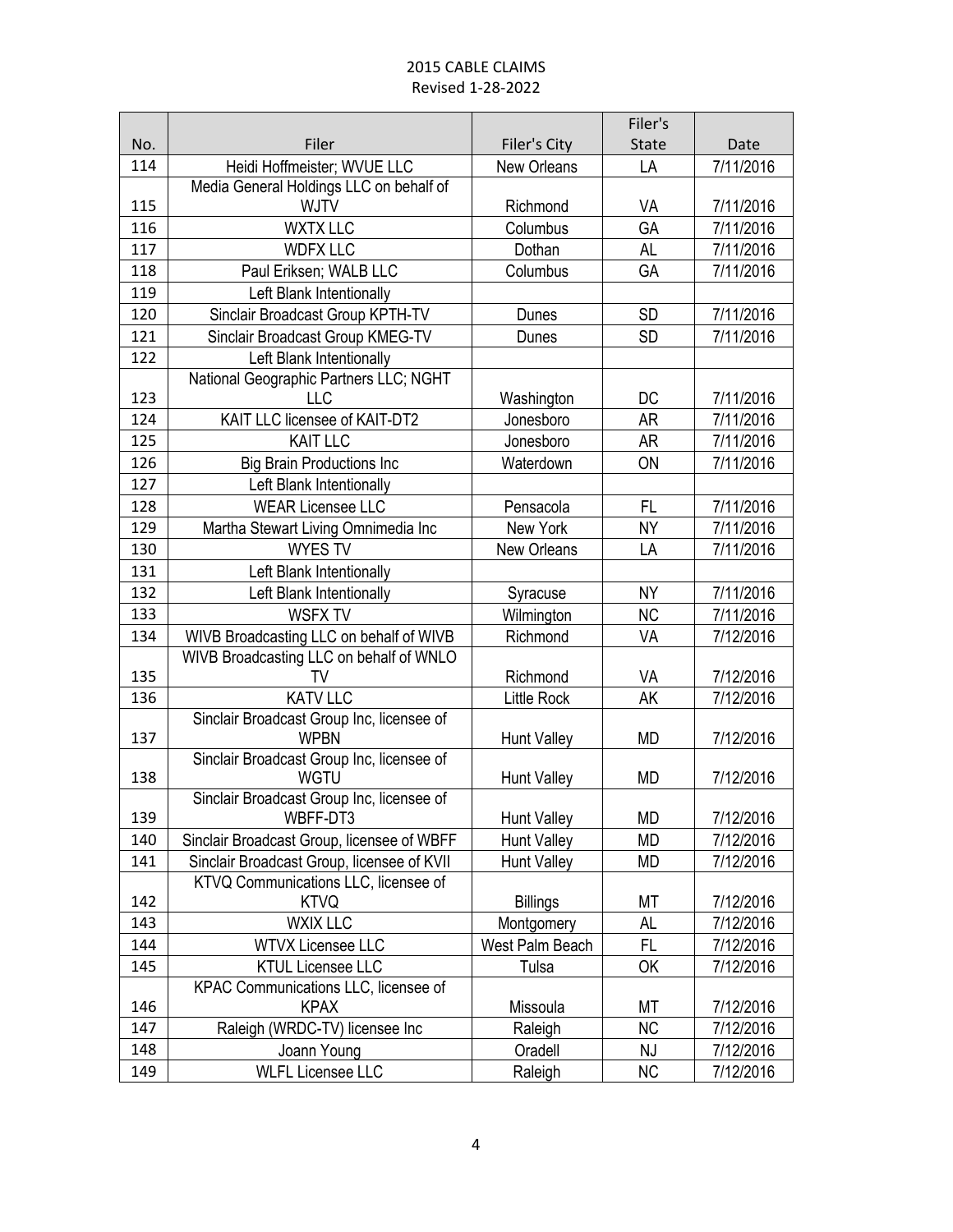2015 CABLE CLAIMS
Revised 1-28-2022

| No. | Filer | Filer's City | Filer's State | Date |
|---|---|---|---|---|
| 114 | Heidi Hoffmeister; WVUE LLC | New Orleans | LA | 7/11/2016 |
| 115 | Media General Holdings LLC on behalf of WJTV | Richmond | VA | 7/11/2016 |
| 116 | WXTX LLC | Columbus | GA | 7/11/2016 |
| 117 | WDFX LLC | Dothan | AL | 7/11/2016 |
| 118 | Paul Eriksen; WALB LLC | Columbus | GA | 7/11/2016 |
| 119 | Left Blank Intentionally | | | |
| 120 | Sinclair Broadcast Group KPTH-TV | Dunes | SD | 7/11/2016 |
| 121 | Sinclair Broadcast Group KMEG-TV | Dunes | SD | 7/11/2016 |
| 122 | Left Blank Intentionally | | | |
| 123 | National Geographic Partners LLC; NGHT LLC | Washington | DC | 7/11/2016 |
| 124 | KAIT LLC licensee of KAIT-DT2 | Jonesboro | AR | 7/11/2016 |
| 125 | KAIT LLC | Jonesboro | AR | 7/11/2016 |
| 126 | Big Brain Productions Inc | Waterdown | ON | 7/11/2016 |
| 127 | Left Blank Intentionally | | | |
| 128 | WEAR Licensee LLC | Pensacola | FL | 7/11/2016 |
| 129 | Martha Stewart Living Omnimedia Inc | New York | NY | 7/11/2016 |
| 130 | WYES TV | New Orleans | LA | 7/11/2016 |
| 131 | Left Blank Intentionally | | | |
| 132 | Left Blank Intentionally | Syracuse | NY | 7/11/2016 |
| 133 | WSFX TV | Wilmington | NC | 7/11/2016 |
| 134 | WIVB Broadcasting LLC on behalf of WIVB | Richmond | VA | 7/12/2016 |
| 135 | WIVB Broadcasting LLC on behalf of WNLO TV | Richmond | VA | 7/12/2016 |
| 136 | KATV LLC | Little Rock | AK | 7/12/2016 |
| 137 | Sinclair Broadcast Group Inc, licensee of WPBN | Hunt Valley | MD | 7/12/2016 |
| 138 | Sinclair Broadcast Group Inc, licensee of WGTU | Hunt Valley | MD | 7/12/2016 |
| 139 | Sinclair Broadcast Group Inc, licensee of WBFF-DT3 | Hunt Valley | MD | 7/12/2016 |
| 140 | Sinclair Broadcast Group, licensee of WBFF | Hunt Valley | MD | 7/12/2016 |
| 141 | Sinclair Broadcast Group, licensee of KVII | Hunt Valley | MD | 7/12/2016 |
| 142 | KTVQ Communications LLC, licensee of KTVQ | Billings | MT | 7/12/2016 |
| 143 | WXIX LLC | Montgomery | AL | 7/12/2016 |
| 144 | WTVX Licensee LLC | West Palm Beach | FL | 7/12/2016 |
| 145 | KTUL Licensee LLC | Tulsa | OK | 7/12/2016 |
| 146 | KPAC Communications LLC, licensee of KPAX | Missoula | MT | 7/12/2016 |
| 147 | Raleigh (WRDC-TV) licensee Inc | Raleigh | NC | 7/12/2016 |
| 148 | Joann Young | Oradell | NJ | 7/12/2016 |
| 149 | WLFL Licensee LLC | Raleigh | NC | 7/12/2016 |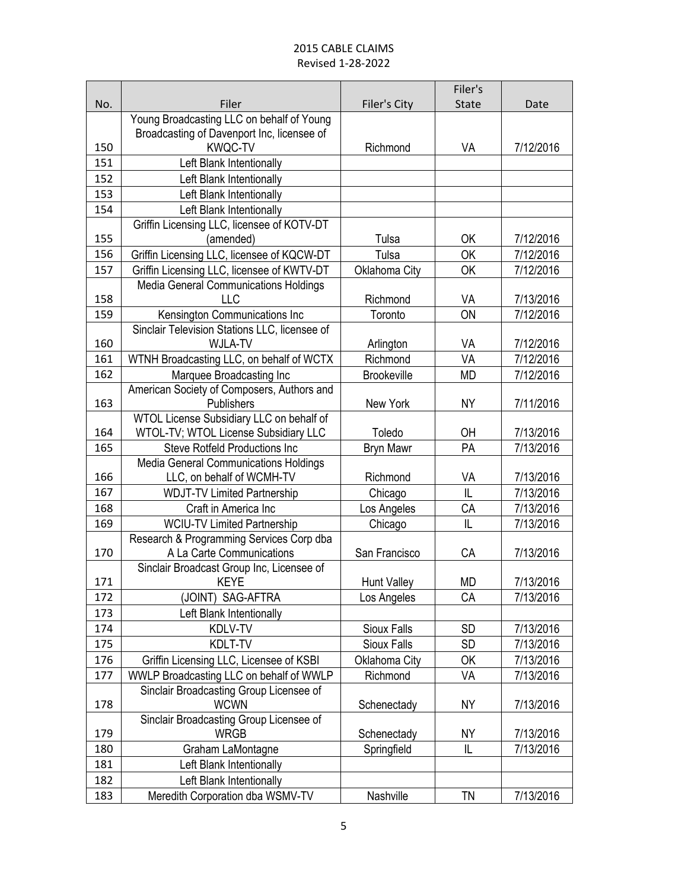2015 CABLE CLAIMS
Revised 1-28-2022

| No. | Filer | Filer's City | Filer's State | Date |
|---|---|---|---|---|
| 150 | Young Broadcasting LLC on behalf of Young Broadcasting of Davenport Inc, licensee of KWQC-TV | Richmond | VA | 7/12/2016 |
| 151 | Left Blank Intentionally | | | |
| 152 | Left Blank Intentionally | | | |
| 153 | Left Blank Intentionally | | | |
| 154 | Left Blank Intentionally | | | |
| 155 | Griffin Licensing LLC, licensee of KOTV-DT (amended) | Tulsa | OK | 7/12/2016 |
| 156 | Griffin Licensing LLC, licensee of KQCW-DT | Tulsa | OK | 7/12/2016 |
| 157 | Griffin Licensing LLC, licensee of KWTV-DT | Oklahoma City | OK | 7/12/2016 |
| 158 | Media General Communications Holdings LLC | Richmond | VA | 7/13/2016 |
| 159 | Kensington Communications Inc | Toronto | ON | 7/12/2016 |
| 160 | Sinclair Television Stations LLC, licensee of WJLA-TV | Arlington | VA | 7/12/2016 |
| 161 | WTNH Broadcasting LLC, on behalf of WCTX | Richmond | VA | 7/12/2016 |
| 162 | Marquee Broadcasting Inc | Brookeville | MD | 7/12/2016 |
| 163 | American Society of Composers, Authors and Publishers | New York | NY | 7/11/2016 |
| 164 | WTOL License Subsidiary LLC on behalf of WTOL-TV; WTOL License Subsidiary LLC | Toledo | OH | 7/13/2016 |
| 165 | Steve Rotfeld Productions Inc | Bryn Mawr | PA | 7/13/2016 |
| 166 | Media General Communications Holdings LLC, on behalf of WCMH-TV | Richmond | VA | 7/13/2016 |
| 167 | WDJT-TV Limited Partnership | Chicago | IL | 7/13/2016 |
| 168 | Craft in America Inc | Los Angeles | CA | 7/13/2016 |
| 169 | WCIU-TV Limited Partnership | Chicago | IL | 7/13/2016 |
| 170 | Research & Programming Services Corp dba A La Carte Communications | San Francisco | CA | 7/13/2016 |
| 171 | Sinclair Broadcast Group Inc, Licensee of KEYE | Hunt Valley | MD | 7/13/2016 |
| 172 | (JOINT) SAG-AFTRA | Los Angeles | CA | 7/13/2016 |
| 173 | Left Blank Intentionally | | | |
| 174 | KDLV-TV | Sioux Falls | SD | 7/13/2016 |
| 175 | KDLT-TV | Sioux Falls | SD | 7/13/2016 |
| 176 | Griffin Licensing LLC, Licensee of KSBI | Oklahoma City | OK | 7/13/2016 |
| 177 | WWLP Broadcasting LLC on behalf of WWLP | Richmond | VA | 7/13/2016 |
| 178 | Sinclair Broadcasting Group Licensee of WCWN | Schenectady | NY | 7/13/2016 |
| 179 | Sinclair Broadcasting Group Licensee of WRGB | Schenectady | NY | 7/13/2016 |
| 180 | Graham LaMontagne | Springfield | IL | 7/13/2016 |
| 181 | Left Blank Intentionally | | | |
| 182 | Left Blank Intentionally | | | |
| 183 | Meredith Corporation dba WSMV-TV | Nashville | TN | 7/13/2016 |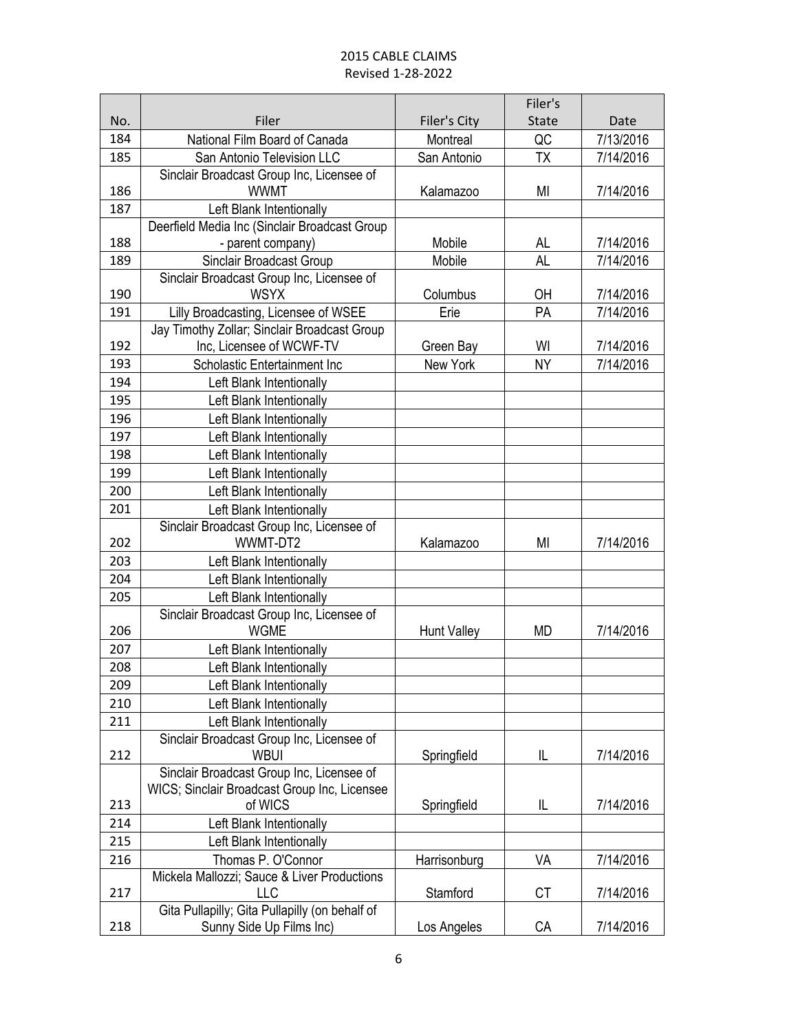2015 CABLE CLAIMS
Revised 1-28-2022

| No. | Filer | Filer's City | Filer's State | Date |
|---|---|---|---|---|
| 184 | National Film Board of Canada | Montreal | QC | 7/13/2016 |
| 185 | San Antonio Television LLC | San Antonio | TX | 7/14/2016 |
| 186 | Sinclair Broadcast Group Inc, Licensee of WWMT | Kalamazoo | MI | 7/14/2016 |
| 187 | Left Blank Intentionally | | | |
| 188 | Deerfield Media Inc (Sinclair Broadcast Group - parent company) | Mobile | AL | 7/14/2016 |
| 189 | Sinclair Broadcast Group | Mobile | AL | 7/14/2016 |
| 190 | Sinclair Broadcast Group Inc, Licensee of WSYX | Columbus | OH | 7/14/2016 |
| 191 | Lilly Broadcasting, Licensee of WSEE | Erie | PA | 7/14/2016 |
| 192 | Jay Timothy Zollar; Sinclair Broadcast Group Inc, Licensee of WCWF-TV | Green Bay | WI | 7/14/2016 |
| 193 | Scholastic Entertainment Inc | New York | NY | 7/14/2016 |
| 194 | Left Blank Intentionally | | | |
| 195 | Left Blank Intentionally | | | |
| 196 | Left Blank Intentionally | | | |
| 197 | Left Blank Intentionally | | | |
| 198 | Left Blank Intentionally | | | |
| 199 | Left Blank Intentionally | | | |
| 200 | Left Blank Intentionally | | | |
| 201 | Left Blank Intentionally | | | |
| 202 | Sinclair Broadcast Group Inc, Licensee of WWMT-DT2 | Kalamazoo | MI | 7/14/2016 |
| 203 | Left Blank Intentionally | | | |
| 204 | Left Blank Intentionally | | | |
| 205 | Left Blank Intentionally | | | |
| 206 | Sinclair Broadcast Group Inc, Licensee of WGME | Hunt Valley | MD | 7/14/2016 |
| 207 | Left Blank Intentionally | | | |
| 208 | Left Blank Intentionally | | | |
| 209 | Left Blank Intentionally | | | |
| 210 | Left Blank Intentionally | | | |
| 211 | Left Blank Intentionally | | | |
| 212 | Sinclair Broadcast Group Inc, Licensee of WBUI | Springfield | IL | 7/14/2016 |
| 213 | Sinclair Broadcast Group Inc, Licensee of WICS; Sinclair Broadcast Group Inc, Licensee of WICS | Springfield | IL | 7/14/2016 |
| 214 | Left Blank Intentionally | | | |
| 215 | Left Blank Intentionally | | | |
| 216 | Thomas P. O'Connor | Harrisonburg | VA | 7/14/2016 |
| 217 | Mickela Mallozzi; Sauce & Liver Productions LLC | Stamford | CT | 7/14/2016 |
| 218 | Gita Pullapilly; Gita Pullapilly (on behalf of Sunny Side Up Films Inc) | Los Angeles | CA | 7/14/2016 |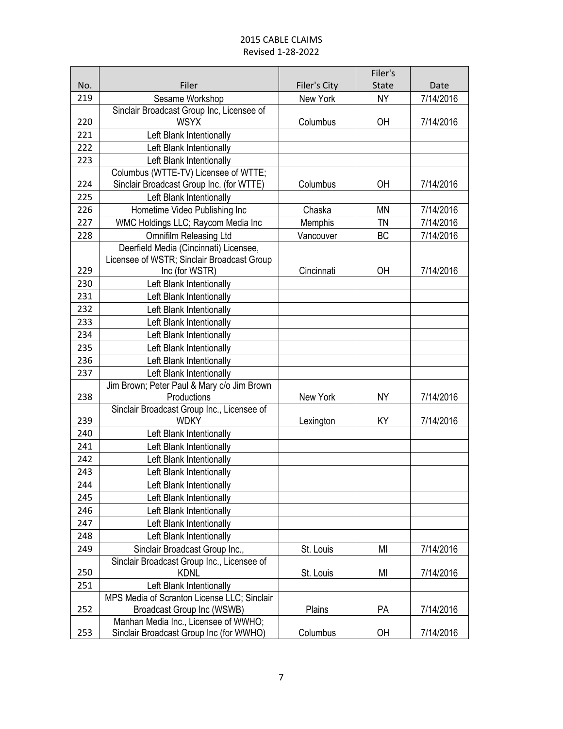2015 CABLE CLAIMS
Revised 1-28-2022

| No. | Filer | Filer's City | Filer's State | Date |
|---|---|---|---|---|
| 219 | Sesame Workshop | New York | NY | 7/14/2016 |
| 220 | Sinclair Broadcast Group Inc, Licensee of WSYX | Columbus | OH | 7/14/2016 |
| 221 | Left Blank Intentionally | | | |
| 222 | Left Blank Intentionally | | | |
| 223 | Left Blank Intentionally | | | |
| 224 | Columbus (WTTE-TV) Licensee of WTTE; Sinclair Broadcast Group Inc. (for WTTE) | Columbus | OH | 7/14/2016 |
| 225 | Left Blank Intentionally | | | |
| 226 | Hometime Video Publishing Inc | Chaska | MN | 7/14/2016 |
| 227 | WMC Holdings LLC; Raycom Media Inc | Memphis | TN | 7/14/2016 |
| 228 | Omnifilm Releasing Ltd | Vancouver | BC | 7/14/2016 |
| 229 | Deerfield Media (Cincinnati) Licensee, Licensee of WSTR; Sinclair Broadcast Group Inc (for WSTR) | Cincinnati | OH | 7/14/2016 |
| 230 | Left Blank Intentionally | | | |
| 231 | Left Blank Intentionally | | | |
| 232 | Left Blank Intentionally | | | |
| 233 | Left Blank Intentionally | | | |
| 234 | Left Blank Intentionally | | | |
| 235 | Left Blank Intentionally | | | |
| 236 | Left Blank Intentionally | | | |
| 237 | Left Blank Intentionally | | | |
| 238 | Jim Brown; Peter Paul & Mary c/o Jim Brown Productions | New York | NY | 7/14/2016 |
| 239 | Sinclair Broadcast Group Inc., Licensee of WDKY | Lexington | KY | 7/14/2016 |
| 240 | Left Blank Intentionally | | | |
| 241 | Left Blank Intentionally | | | |
| 242 | Left Blank Intentionally | | | |
| 243 | Left Blank Intentionally | | | |
| 244 | Left Blank Intentionally | | | |
| 245 | Left Blank Intentionally | | | |
| 246 | Left Blank Intentionally | | | |
| 247 | Left Blank Intentionally | | | |
| 248 | Left Blank Intentionally | | | |
| 249 | Sinclair Broadcast Group Inc., | St. Louis | MI | 7/14/2016 |
| 250 | Sinclair Broadcast Group Inc., Licensee of KDNL | St. Louis | MI | 7/14/2016 |
| 251 | Left Blank Intentionally | | | |
| 252 | MPS Media of Scranton License LLC; Sinclair Broadcast Group Inc (WSWB) | Plains | PA | 7/14/2016 |
| 253 | Manhan Media Inc., Licensee of WWHO; Sinclair Broadcast Group Inc (for WWHO) | Columbus | OH | 7/14/2016 |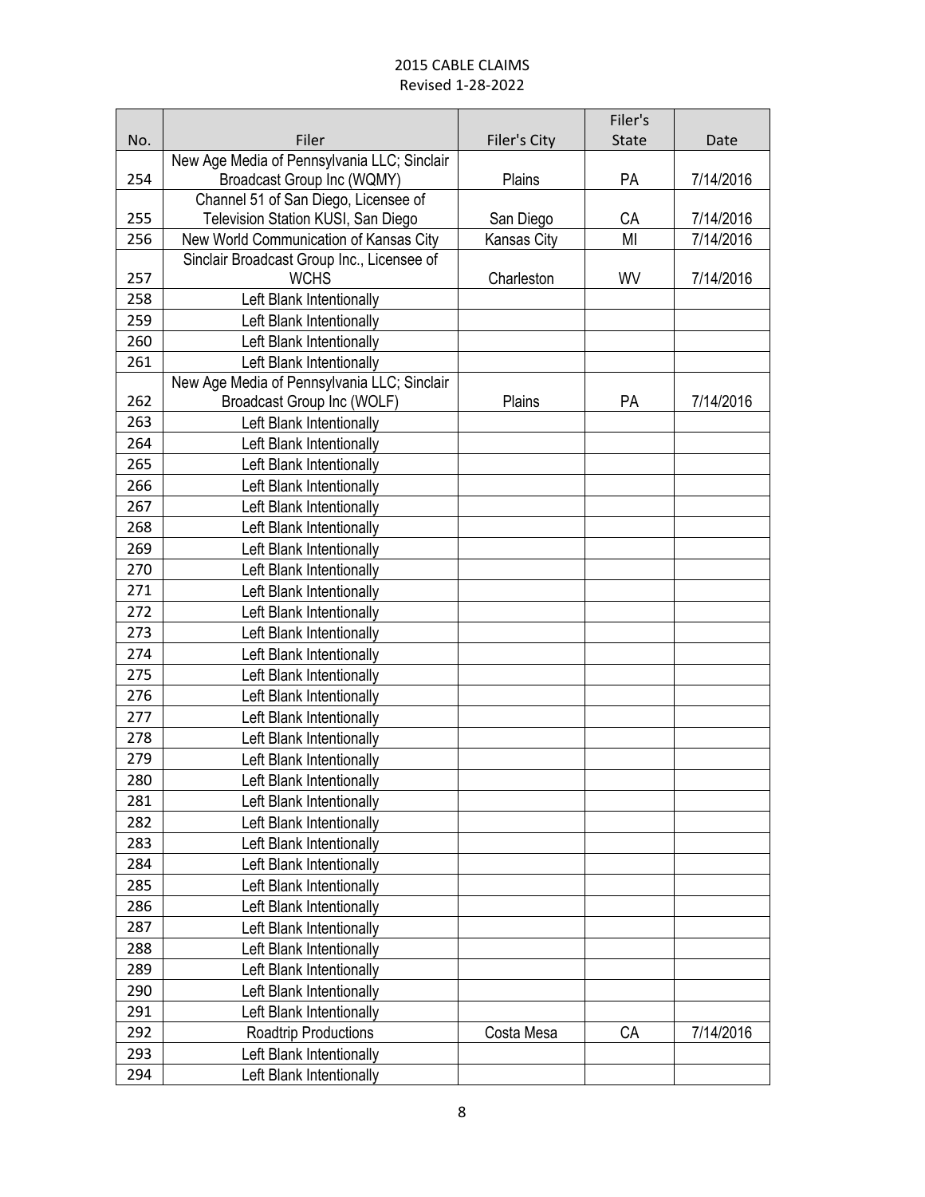# 2015 CABLE CLAIMS
Revised 1-28-2022

| No. | Filer | Filer's City | Filer's State | Date |
|---|---|---|---|---|
| 254 | New Age Media of Pennsylvania LLC; Sinclair Broadcast Group Inc (WQMY) | Plains | PA | 7/14/2016 |
| 255 | Channel 51 of San Diego, Licensee of Television Station KUSI, San Diego | San Diego | CA | 7/14/2016 |
| 256 | New World Communication of Kansas City | Kansas City | MI | 7/14/2016 |
| 257 | Sinclair Broadcast Group Inc., Licensee of WCHS | Charleston | WV | 7/14/2016 |
| 258 | Left Blank Intentionally | | | |
| 259 | Left Blank Intentionally | | | |
| 260 | Left Blank Intentionally | | | |
| 261 | Left Blank Intentionally | | | |
| 262 | New Age Media of Pennsylvania LLC; Sinclair Broadcast Group Inc (WOLF) | Plains | PA | 7/14/2016 |
| 263 | Left Blank Intentionally | | | |
| 264 | Left Blank Intentionally | | | |
| 265 | Left Blank Intentionally | | | |
| 266 | Left Blank Intentionally | | | |
| 267 | Left Blank Intentionally | | | |
| 268 | Left Blank Intentionally | | | |
| 269 | Left Blank Intentionally | | | |
| 270 | Left Blank Intentionally | | | |
| 271 | Left Blank Intentionally | | | |
| 272 | Left Blank Intentionally | | | |
| 273 | Left Blank Intentionally | | | |
| 274 | Left Blank Intentionally | | | |
| 275 | Left Blank Intentionally | | | |
| 276 | Left Blank Intentionally | | | |
| 277 | Left Blank Intentionally | | | |
| 278 | Left Blank Intentionally | | | |
| 279 | Left Blank Intentionally | | | |
| 280 | Left Blank Intentionally | | | |
| 281 | Left Blank Intentionally | | | |
| 282 | Left Blank Intentionally | | | |
| 283 | Left Blank Intentionally | | | |
| 284 | Left Blank Intentionally | | | |
| 285 | Left Blank Intentionally | | | |
| 286 | Left Blank Intentionally | | | |
| 287 | Left Blank Intentionally | | | |
| 288 | Left Blank Intentionally | | | |
| 289 | Left Blank Intentionally | | | |
| 290 | Left Blank Intentionally | | | |
| 291 | Left Blank Intentionally | | | |
| 292 | Roadtrip Productions | Costa Mesa | CA | 7/14/2016 |
| 293 | Left Blank Intentionally | | | |
| 294 | Left Blank Intentionally | | | |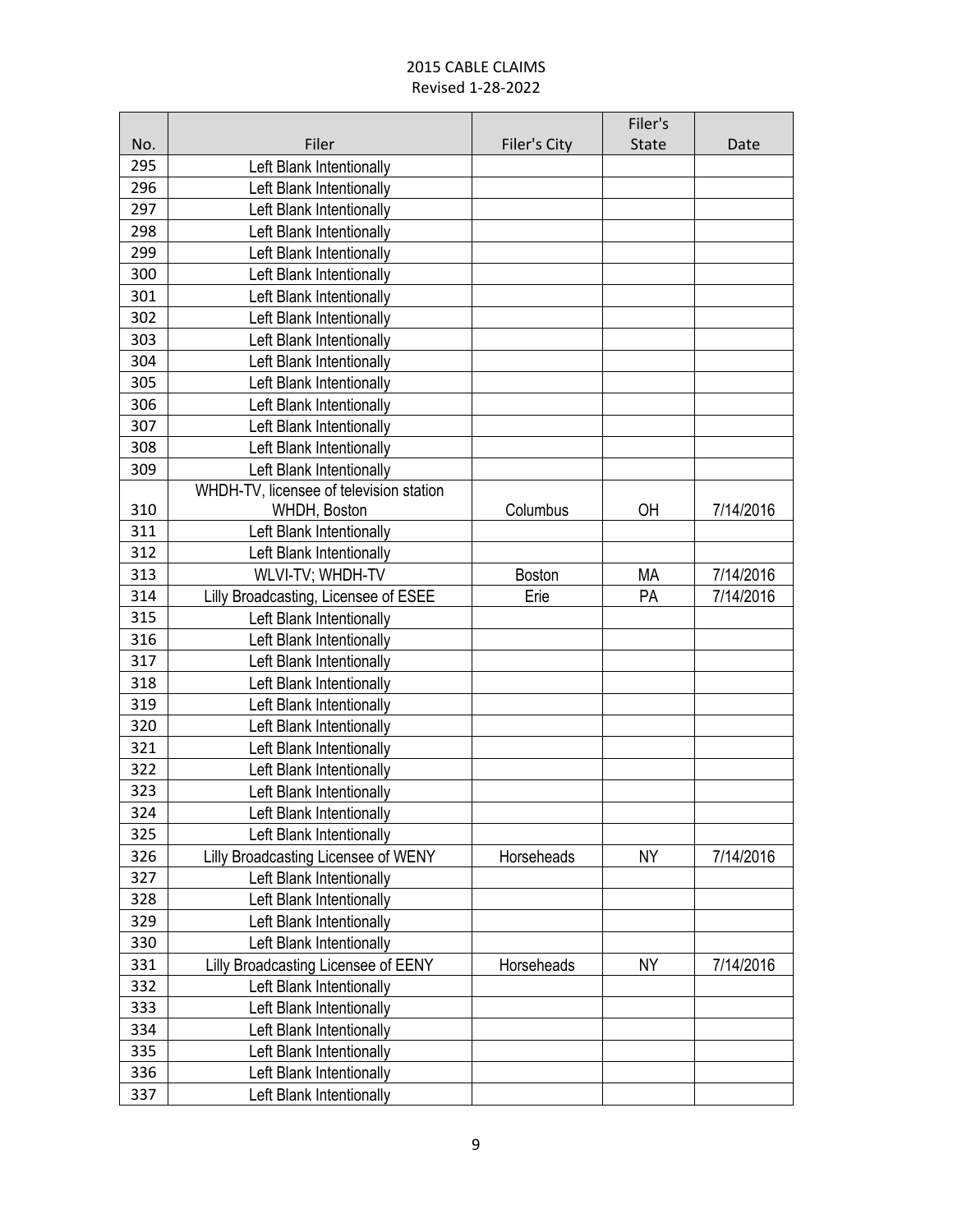2015 CABLE CLAIMS
Revised 1-28-2022

| No. | Filer | Filer's City | Filer's State | Date |
|---|---|---|---|---|
| 295 | Left Blank Intentionally | | | |
| 296 | Left Blank Intentionally | | | |
| 297 | Left Blank Intentionally | | | |
| 298 | Left Blank Intentionally | | | |
| 299 | Left Blank Intentionally | | | |
| 300 | Left Blank Intentionally | | | |
| 301 | Left Blank Intentionally | | | |
| 302 | Left Blank Intentionally | | | |
| 303 | Left Blank Intentionally | | | |
| 304 | Left Blank Intentionally | | | |
| 305 | Left Blank Intentionally | | | |
| 306 | Left Blank Intentionally | | | |
| 307 | Left Blank Intentionally | | | |
| 308 | Left Blank Intentionally | | | |
| 309 | Left Blank Intentionally | | | |
| 310 | WHDH-TV, licensee of television station WHDH, Boston | Columbus | OH | 7/14/2016 |
| 311 | Left Blank Intentionally | | | |
| 312 | Left Blank Intentionally | | | |
| 313 | WLVI-TV; WHDH-TV | Boston | MA | 7/14/2016 |
| 314 | Lilly Broadcasting, Licensee of ESEE | Erie | PA | 7/14/2016 |
| 315 | Left Blank Intentionally | | | |
| 316 | Left Blank Intentionally | | | |
| 317 | Left Blank Intentionally | | | |
| 318 | Left Blank Intentionally | | | |
| 319 | Left Blank Intentionally | | | |
| 320 | Left Blank Intentionally | | | |
| 321 | Left Blank Intentionally | | | |
| 322 | Left Blank Intentionally | | | |
| 323 | Left Blank Intentionally | | | |
| 324 | Left Blank Intentionally | | | |
| 325 | Left Blank Intentionally | | | |
| 326 | Lilly Broadcasting Licensee of WENY | Horseheads | NY | 7/14/2016 |
| 327 | Left Blank Intentionally | | | |
| 328 | Left Blank Intentionally | | | |
| 329 | Left Blank Intentionally | | | |
| 330 | Left Blank Intentionally | | | |
| 331 | Lilly Broadcasting Licensee of EENY | Horseheads | NY | 7/14/2016 |
| 332 | Left Blank Intentionally | | | |
| 333 | Left Blank Intentionally | | | |
| 334 | Left Blank Intentionally | | | |
| 335 | Left Blank Intentionally | | | |
| 336 | Left Blank Intentionally | | | |
| 337 | Left Blank Intentionally | | | |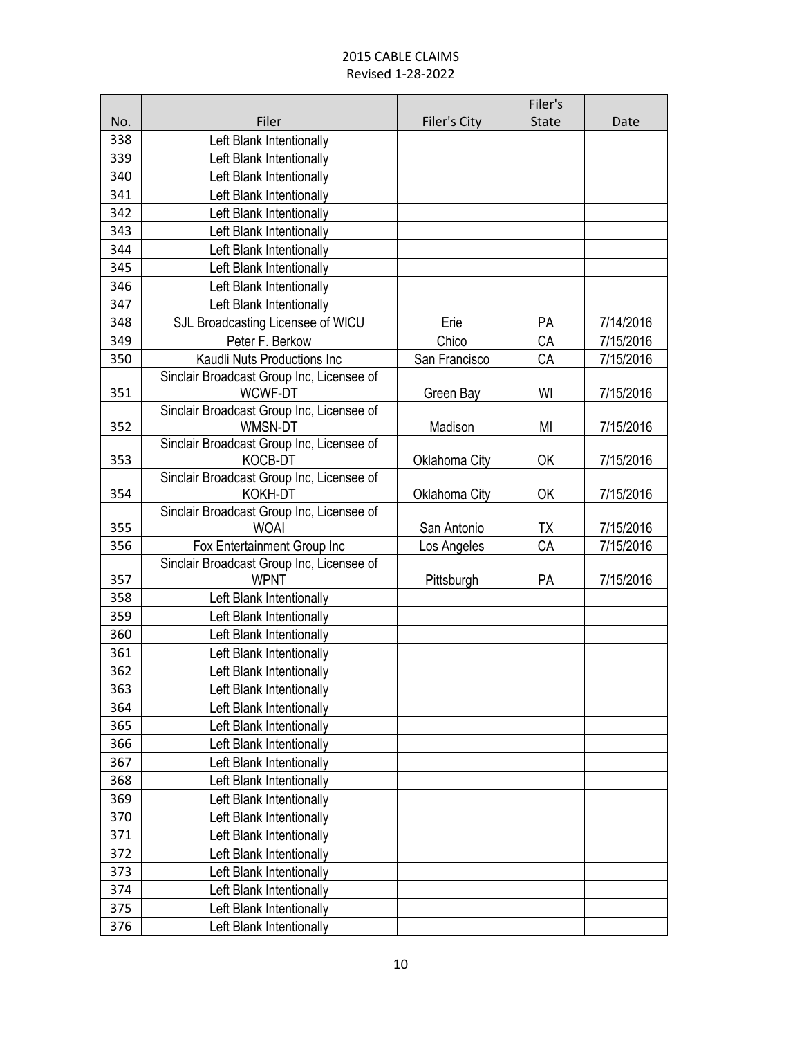2015 CABLE CLAIMS
Revised 1-28-2022

| No. | Filer | Filer's City | Filer's State | Date |
|---|---|---|---|---|
| 338 | Left Blank Intentionally | | | |
| 339 | Left Blank Intentionally | | | |
| 340 | Left Blank Intentionally | | | |
| 341 | Left Blank Intentionally | | | |
| 342 | Left Blank Intentionally | | | |
| 343 | Left Blank Intentionally | | | |
| 344 | Left Blank Intentionally | | | |
| 345 | Left Blank Intentionally | | | |
| 346 | Left Blank Intentionally | | | |
| 347 | Left Blank Intentionally | | | |
| 348 | SJL Broadcasting Licensee of WICU | Erie | PA | 7/14/2016 |
| 349 | Peter F. Berkow | Chico | CA | 7/15/2016 |
| 350 | Kaudli Nuts Productions Inc | San Francisco | CA | 7/15/2016 |
| 351 | Sinclair Broadcast Group Inc, Licensee of WCWF-DT | Green Bay | WI | 7/15/2016 |
| 352 | Sinclair Broadcast Group Inc, Licensee of WMSN-DT | Madison | MI | 7/15/2016 |
| 353 | Sinclair Broadcast Group Inc, Licensee of KOCB-DT | Oklahoma City | OK | 7/15/2016 |
| 354 | Sinclair Broadcast Group Inc, Licensee of KOKH-DT | Oklahoma City | OK | 7/15/2016 |
| 355 | Sinclair Broadcast Group Inc, Licensee of WOAI | San Antonio | TX | 7/15/2016 |
| 356 | Fox Entertainment Group Inc | Los Angeles | CA | 7/15/2016 |
| 357 | Sinclair Broadcast Group Inc, Licensee of WPNT | Pittsburgh | PA | 7/15/2016 |
| 358 | Left Blank Intentionally | | | |
| 359 | Left Blank Intentionally | | | |
| 360 | Left Blank Intentionally | | | |
| 361 | Left Blank Intentionally | | | |
| 362 | Left Blank Intentionally | | | |
| 363 | Left Blank Intentionally | | | |
| 364 | Left Blank Intentionally | | | |
| 365 | Left Blank Intentionally | | | |
| 366 | Left Blank Intentionally | | | |
| 367 | Left Blank Intentionally | | | |
| 368 | Left Blank Intentionally | | | |
| 369 | Left Blank Intentionally | | | |
| 370 | Left Blank Intentionally | | | |
| 371 | Left Blank Intentionally | | | |
| 372 | Left Blank Intentionally | | | |
| 373 | Left Blank Intentionally | | | |
| 374 | Left Blank Intentionally | | | |
| 375 | Left Blank Intentionally | | | |
| 376 | Left Blank Intentionally | | | |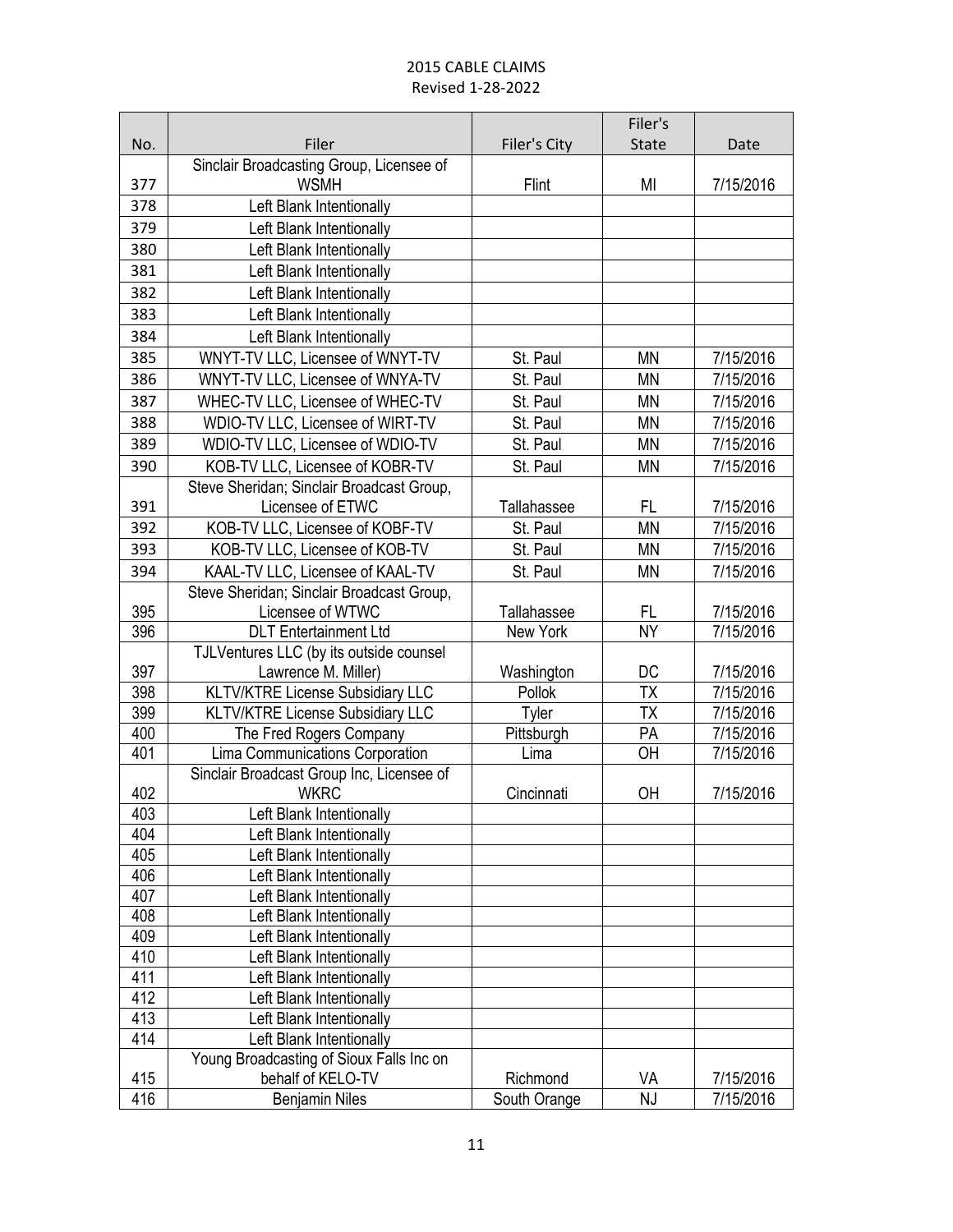# 2015 CABLE CLAIMS
Revised 1-28-2022

| No. | Filer | Filer's City | Filer's State | Date |
|---|---|---|---|---|
| 377 | Sinclair Broadcasting Group, Licensee of WSMH | Flint | MI | 7/15/2016 |
| 378 | Left Blank Intentionally | | | |
| 379 | Left Blank Intentionally | | | |
| 380 | Left Blank Intentionally | | | |
| 381 | Left Blank Intentionally | | | |
| 382 | Left Blank Intentionally | | | |
| 383 | Left Blank Intentionally | | | |
| 384 | Left Blank Intentionally | | | |
| 385 | WNYT-TV LLC, Licensee of WNYT-TV | St. Paul | MN | 7/15/2016 |
| 386 | WNYT-TV LLC, Licensee of WNYA-TV | St. Paul | MN | 7/15/2016 |
| 387 | WHEC-TV LLC, Licensee of WHEC-TV | St. Paul | MN | 7/15/2016 |
| 388 | WDIO-TV LLC, Licensee of WIRT-TV | St. Paul | MN | 7/15/2016 |
| 389 | WDIO-TV LLC, Licensee of WDIO-TV | St. Paul | MN | 7/15/2016 |
| 390 | KOB-TV LLC, Licensee of KOBR-TV | St. Paul | MN | 7/15/2016 |
| 391 | Steve Sheridan; Sinclair Broadcast Group, Licensee of ETWC | Tallahassee | FL | 7/15/2016 |
| 392 | KOB-TV LLC, Licensee of KOBF-TV | St. Paul | MN | 7/15/2016 |
| 393 | KOB-TV LLC, Licensee of KOB-TV | St. Paul | MN | 7/15/2016 |
| 394 | KAAL-TV LLC, Licensee of KAAL-TV | St. Paul | MN | 7/15/2016 |
| 395 | Steve Sheridan; Sinclair Broadcast Group, Licensee of WTWC | Tallahassee | FL | 7/15/2016 |
| 396 | DLT Entertainment Ltd | New York | NY | 7/15/2016 |
| 397 | TJLVentures LLC (by its outside counsel Lawrence M. Miller) | Washington | DC | 7/15/2016 |
| 398 | KLTV/KTRE License Subsidiary LLC | Pollok | TX | 7/15/2016 |
| 399 | KLTV/KTRE License Subsidiary LLC | Tyler | TX | 7/15/2016 |
| 400 | The Fred Rogers Company | Pittsburgh | PA | 7/15/2016 |
| 401 | Lima Communications Corporation | Lima | OH | 7/15/2016 |
| 402 | Sinclair Broadcast Group Inc, Licensee of WKRC | Cincinnati | OH | 7/15/2016 |
| 403 | Left Blank Intentionally | | | |
| 404 | Left Blank Intentionally | | | |
| 405 | Left Blank Intentionally | | | |
| 406 | Left Blank Intentionally | | | |
| 407 | Left Blank Intentionally | | | |
| 408 | Left Blank Intentionally | | | |
| 409 | Left Blank Intentionally | | | |
| 410 | Left Blank Intentionally | | | |
| 411 | Left Blank Intentionally | | | |
| 412 | Left Blank Intentionally | | | |
| 413 | Left Blank Intentionally | | | |
| 414 | Left Blank Intentionally | | | |
| 415 | Young Broadcasting of Sioux Falls Inc on behalf of KELO-TV | Richmond | VA | 7/15/2016 |
| 416 | Benjamin Niles | South Orange | NJ | 7/15/2016 |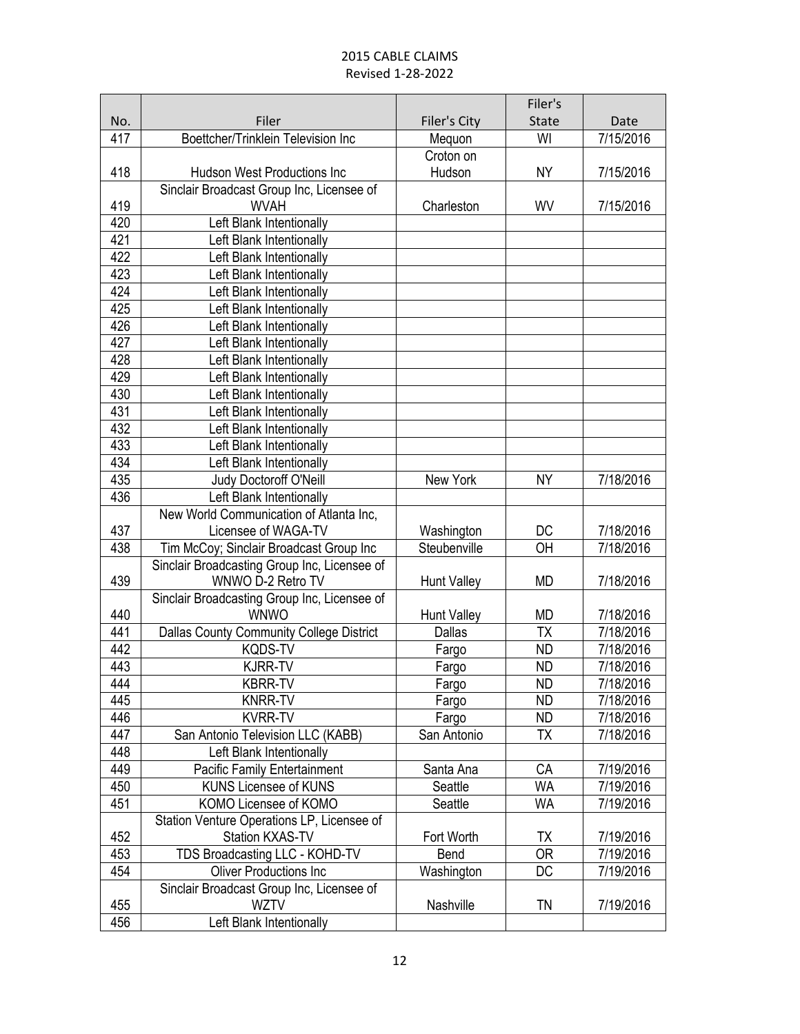# 2015 CABLE CLAIMS
Revised 1-28-2022

| No. | Filer | Filer's City | Filer's State | Date |
|---|---|---|---|---|
| 417 | Boettcher/Trinklein Television Inc | Mequon | WI | 7/15/2016 |
| 418 | Hudson West Productions Inc | Croton on Hudson | NY | 7/15/2016 |
| 419 | Sinclair Broadcast Group Inc, Licensee of WVAH | Charleston | WV | 7/15/2016 |
| 420 | Left Blank Intentionally | | | |
| 421 | Left Blank Intentionally | | | |
| 422 | Left Blank Intentionally | | | |
| 423 | Left Blank Intentionally | | | |
| 424 | Left Blank Intentionally | | | |
| 425 | Left Blank Intentionally | | | |
| 426 | Left Blank Intentionally | | | |
| 427 | Left Blank Intentionally | | | |
| 428 | Left Blank Intentionally | | | |
| 429 | Left Blank Intentionally | | | |
| 430 | Left Blank Intentionally | | | |
| 431 | Left Blank Intentionally | | | |
| 432 | Left Blank Intentionally | | | |
| 433 | Left Blank Intentionally | | | |
| 434 | Left Blank Intentionally | | | |
| 435 | Judy Doctoroff O'Neill | New York | NY | 7/18/2016 |
| 436 | Left Blank Intentionally | | | |
| 437 | New World Communication of Atlanta Inc, Licensee of WAGA-TV | Washington | DC | 7/18/2016 |
| 438 | Tim McCoy; Sinclair Broadcast Group Inc | Steubenville | OH | 7/18/2016 |
| 439 | Sinclair Broadcasting Group Inc, Licensee of WNWO D-2 Retro TV | Hunt Valley | MD | 7/18/2016 |
| 440 | Sinclair Broadcasting Group Inc, Licensee of WNWO | Hunt Valley | MD | 7/18/2016 |
| 441 | Dallas County Community College District | Dallas | TX | 7/18/2016 |
| 442 | KQDS-TV | Fargo | ND | 7/18/2016 |
| 443 | KJRR-TV | Fargo | ND | 7/18/2016 |
| 444 | KBRR-TV | Fargo | ND | 7/18/2016 |
| 445 | KNRR-TV | Fargo | ND | 7/18/2016 |
| 446 | KVRR-TV | Fargo | ND | 7/18/2016 |
| 447 | San Antonio Television LLC (KABB) | San Antonio | TX | 7/18/2016 |
| 448 | Left Blank Intentionally | | | |
| 449 | Pacific Family Entertainment | Santa Ana | CA | 7/19/2016 |
| 450 | KUNS Licensee of KUNS | Seattle | WA | 7/19/2016 |
| 451 | KOMO Licensee of KOMO | Seattle | WA | 7/19/2016 |
| 452 | Station Venture Operations LP, Licensee of Station KXAS-TV | Fort Worth | TX | 7/19/2016 |
| 453 | TDS Broadcasting LLC - KOHD-TV | Bend | OR | 7/19/2016 |
| 454 | Oliver Productions Inc | Washington | DC | 7/19/2016 |
| 455 | Sinclair Broadcast Group Inc, Licensee of WZTV | Nashville | TN | 7/19/2016 |
| 456 | Left Blank Intentionally | | | |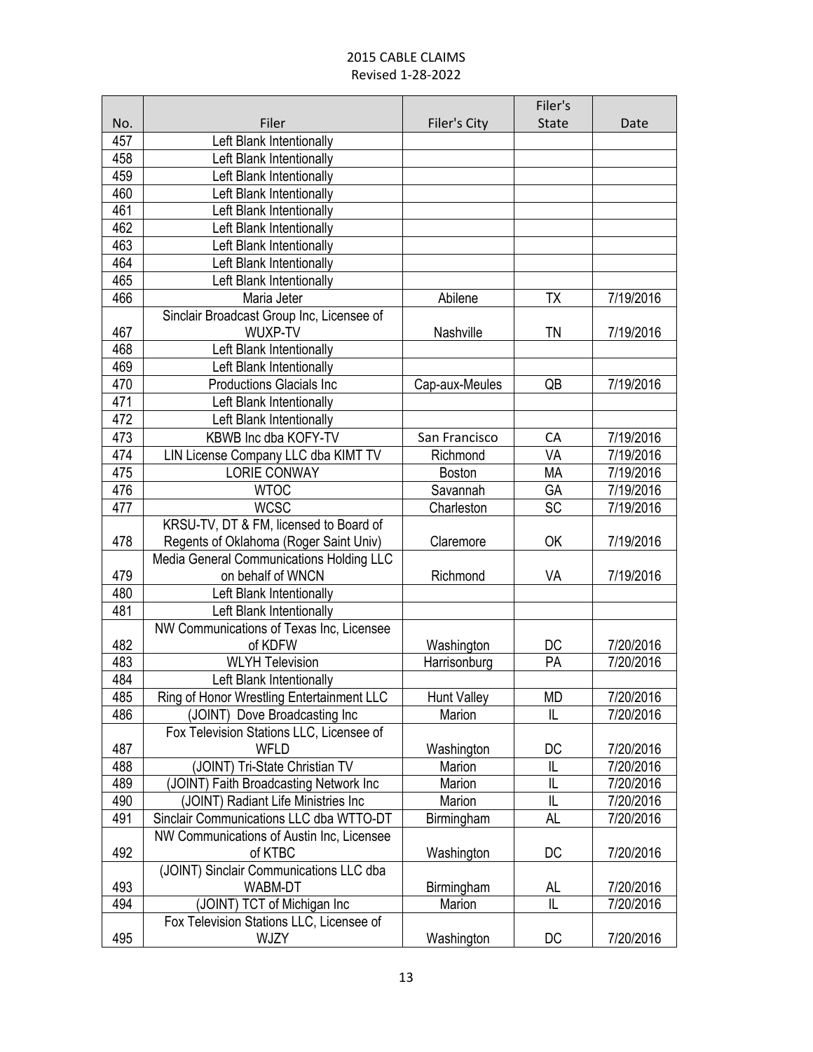2015 CABLE CLAIMS
Revised 1-28-2022

| No. | Filer | Filer's City | Filer's State | Date |
|---|---|---|---|---|
| 457 | Left Blank Intentionally | | | |
| 458 | Left Blank Intentionally | | | |
| 459 | Left Blank Intentionally | | | |
| 460 | Left Blank Intentionally | | | |
| 461 | Left Blank Intentionally | | | |
| 462 | Left Blank Intentionally | | | |
| 463 | Left Blank Intentionally | | | |
| 464 | Left Blank Intentionally | | | |
| 465 | Left Blank Intentionally | | | |
| 466 | Maria Jeter | Abilene | TX | 7/19/2016 |
| 467 | Sinclair Broadcast Group Inc, Licensee of WUXP-TV | Nashville | TN | 7/19/2016 |
| 468 | Left Blank Intentionally | | | |
| 469 | Left Blank Intentionally | | | |
| 470 | Productions Glacials Inc | Cap-aux-Meules | QB | 7/19/2016 |
| 471 | Left Blank Intentionally | | | |
| 472 | Left Blank Intentionally | | | |
| 473 | KBWB Inc dba KOFY-TV | San Francisco | CA | 7/19/2016 |
| 474 | LIN License Company LLC dba KIMT TV | Richmond | VA | 7/19/2016 |
| 475 | LORIE CONWAY | Boston | MA | 7/19/2016 |
| 476 | WTOC | Savannah | GA | 7/19/2016 |
| 477 | WCSC | Charleston | SC | 7/19/2016 |
| 478 | KRSU-TV, DT & FM, licensed to Board of Regents of Oklahoma (Roger Saint Univ) | Claremore | OK | 7/19/2016 |
| 479 | Media General Communications Holding LLC on behalf of WNCN | Richmond | VA | 7/19/2016 |
| 480 | Left Blank Intentionally | | | |
| 481 | Left Blank Intentionally | | | |
| 482 | NW Communications of Texas Inc, Licensee of KDFW | Washington | DC | 7/20/2016 |
| 483 | WLYH Television | Harrisonburg | PA | 7/20/2016 |
| 484 | Left Blank Intentionally | | | |
| 485 | Ring of Honor Wrestling Entertainment LLC | Hunt Valley | MD | 7/20/2016 |
| 486 | (JOINT) Dove Broadcasting Inc | Marion | IL | 7/20/2016 |
| 487 | Fox Television Stations LLC, Licensee of WFLD | Washington | DC | 7/20/2016 |
| 488 | (JOINT) Tri-State Christian TV | Marion | IL | 7/20/2016 |
| 489 | (JOINT) Faith Broadcasting Network Inc | Marion | IL | 7/20/2016 |
| 490 | (JOINT) Radiant Life Ministries Inc | Marion | IL | 7/20/2016 |
| 491 | Sinclair Communications LLC dba WTTO-DT | Birmingham | AL | 7/20/2016 |
| 492 | NW Communications of Austin Inc, Licensee of KTBC | Washington | DC | 7/20/2016 |
| 493 | (JOINT) Sinclair Communications LLC dba WABM-DT | Birmingham | AL | 7/20/2016 |
| 494 | (JOINT) TCT of Michigan Inc | Marion | IL | 7/20/2016 |
| 495 | Fox Television Stations LLC, Licensee of WJZY | Washington | DC | 7/20/2016 |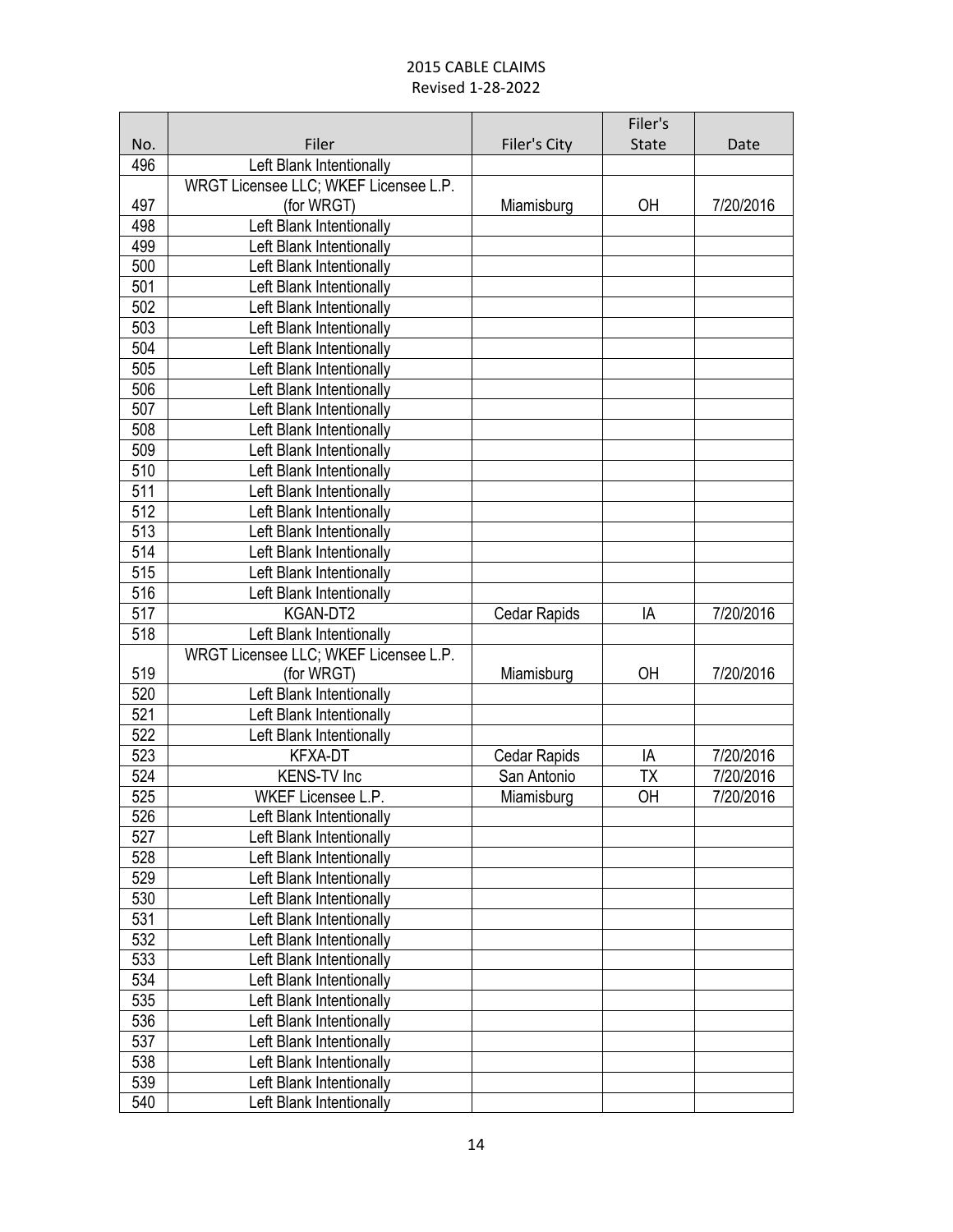2015 CABLE CLAIMS
Revised 1-28-2022

| No. | Filer | Filer's City | Filer's State | Date |
|---|---|---|---|---|
| 496 | Left Blank Intentionally | | | |
| 497 | WRGT Licensee LLC; WKEF Licensee L.P. (for WRGT) | Miamisburg | OH | 7/20/2016 |
| 498 | Left Blank Intentionally | | | |
| 499 | Left Blank Intentionally | | | |
| 500 | Left Blank Intentionally | | | |
| 501 | Left Blank Intentionally | | | |
| 502 | Left Blank Intentionally | | | |
| 503 | Left Blank Intentionally | | | |
| 504 | Left Blank Intentionally | | | |
| 505 | Left Blank Intentionally | | | |
| 506 | Left Blank Intentionally | | | |
| 507 | Left Blank Intentionally | | | |
| 508 | Left Blank Intentionally | | | |
| 509 | Left Blank Intentionally | | | |
| 510 | Left Blank Intentionally | | | |
| 511 | Left Blank Intentionally | | | |
| 512 | Left Blank Intentionally | | | |
| 513 | Left Blank Intentionally | | | |
| 514 | Left Blank Intentionally | | | |
| 515 | Left Blank Intentionally | | | |
| 516 | Left Blank Intentionally | | | |
| 517 | KGAN-DT2 | Cedar Rapids | IA | 7/20/2016 |
| 518 | Left Blank Intentionally | | | |
| 519 | WRGT Licensee LLC; WKEF Licensee L.P. (for WRGT) | Miamisburg | OH | 7/20/2016 |
| 520 | Left Blank Intentionally | | | |
| 521 | Left Blank Intentionally | | | |
| 522 | Left Blank Intentionally | | | |
| 523 | KFXA-DT | Cedar Rapids | IA | 7/20/2016 |
| 524 | KENS-TV Inc | San Antonio | TX | 7/20/2016 |
| 525 | WKEF Licensee L.P. | Miamisburg | OH | 7/20/2016 |
| 526 | Left Blank Intentionally | | | |
| 527 | Left Blank Intentionally | | | |
| 528 | Left Blank Intentionally | | | |
| 529 | Left Blank Intentionally | | | |
| 530 | Left Blank Intentionally | | | |
| 531 | Left Blank Intentionally | | | |
| 532 | Left Blank Intentionally | | | |
| 533 | Left Blank Intentionally | | | |
| 534 | Left Blank Intentionally | | | |
| 535 | Left Blank Intentionally | | | |
| 536 | Left Blank Intentionally | | | |
| 537 | Left Blank Intentionally | | | |
| 538 | Left Blank Intentionally | | | |
| 539 | Left Blank Intentionally | | | |
| 540 | Left Blank Intentionally | | | |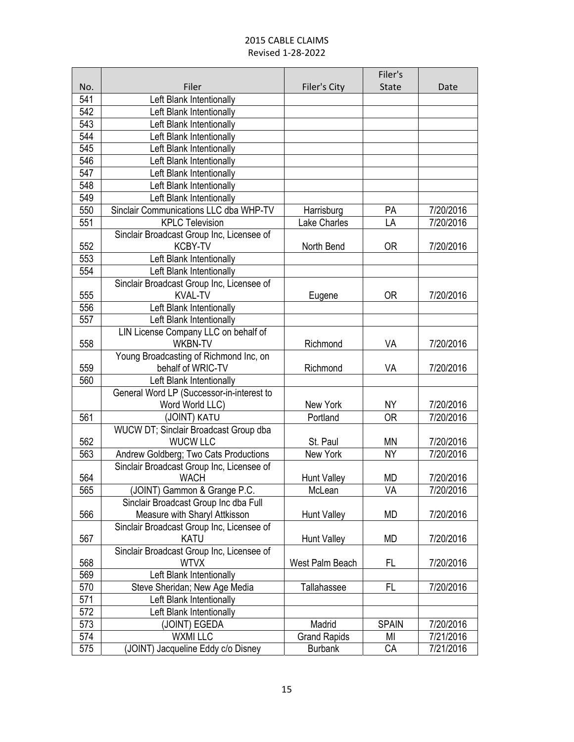# 2015 CABLE CLAIMS

Revised 1-28-2022

| No. | Filer | Filer's City | Filer's State | Date |
|---|---|---|---|---|
| 541 | Left Blank Intentionally | | | |
| 542 | Left Blank Intentionally | | | |
| 543 | Left Blank Intentionally | | | |
| 544 | Left Blank Intentionally | | | |
| 545 | Left Blank Intentionally | | | |
| 546 | Left Blank Intentionally | | | |
| 547 | Left Blank Intentionally | | | |
| 548 | Left Blank Intentionally | | | |
| 549 | Left Blank Intentionally | | | |
| 550 | Sinclair Communications LLC dba WHP-TV | Harrisburg | PA | 7/20/2016 |
| 551 | KPLC Television | Lake Charles | LA | 7/20/2016 |
| 552 | Sinclair Broadcast Group Inc, Licensee of KCBY-TV | North Bend | OR | 7/20/2016 |
| 553 | Left Blank Intentionally | | | |
| 554 | Left Blank Intentionally | | | |
| 555 | Sinclair Broadcast Group Inc, Licensee of KVAL-TV | Eugene | OR | 7/20/2016 |
| 556 | Left Blank Intentionally | | | |
| 557 | Left Blank Intentionally | | | |
| 558 | LIN License Company LLC on behalf of WKBN-TV | Richmond | VA | 7/20/2016 |
| 559 | Young Broadcasting of Richmond Inc, on behalf of WRIC-TV | Richmond | VA | 7/20/2016 |
| 560 | Left Blank Intentionally | | | |
| | General Word LP (Successor-in-interest to Word World LLC) | New York | NY | 7/20/2016 |
| 561 | (JOINT) KATU | Portland | OR | 7/20/2016 |
| 562 | WUCW DT; Sinclair Broadcast Group dba WUCW LLC | St. Paul | MN | 7/20/2016 |
| 563 | Andrew Goldberg; Two Cats Productions | New York | NY | 7/20/2016 |
| 564 | Sinclair Broadcast Group Inc, Licensee of WACH | Hunt Valley | MD | 7/20/2016 |
| 565 | (JOINT) Gammon & Grange P.C. | McLean | VA | 7/20/2016 |
| 566 | Sinclair Broadcast Group Inc dba Full Measure with Sharyl Attkisson | Hunt Valley | MD | 7/20/2016 |
| 567 | Sinclair Broadcast Group Inc, Licensee of KATU | Hunt Valley | MD | 7/20/2016 |
| 568 | Sinclair Broadcast Group Inc, Licensee of WTVX | West Palm Beach | FL | 7/20/2016 |
| 569 | Left Blank Intentionally | | | |
| 570 | Steve Sheridan; New Age Media | Tallahassee | FL | 7/20/2016 |
| 571 | Left Blank Intentionally | | | |
| 572 | Left Blank Intentionally | | | |
| 573 | (JOINT) EGEDA | Madrid | SPAIN | 7/20/2016 |
| 574 | WXMI LLC | Grand Rapids | MI | 7/21/2016 |
| 575 | (JOINT) Jacqueline Eddy c/o Disney | Burbank | CA | 7/21/2016 |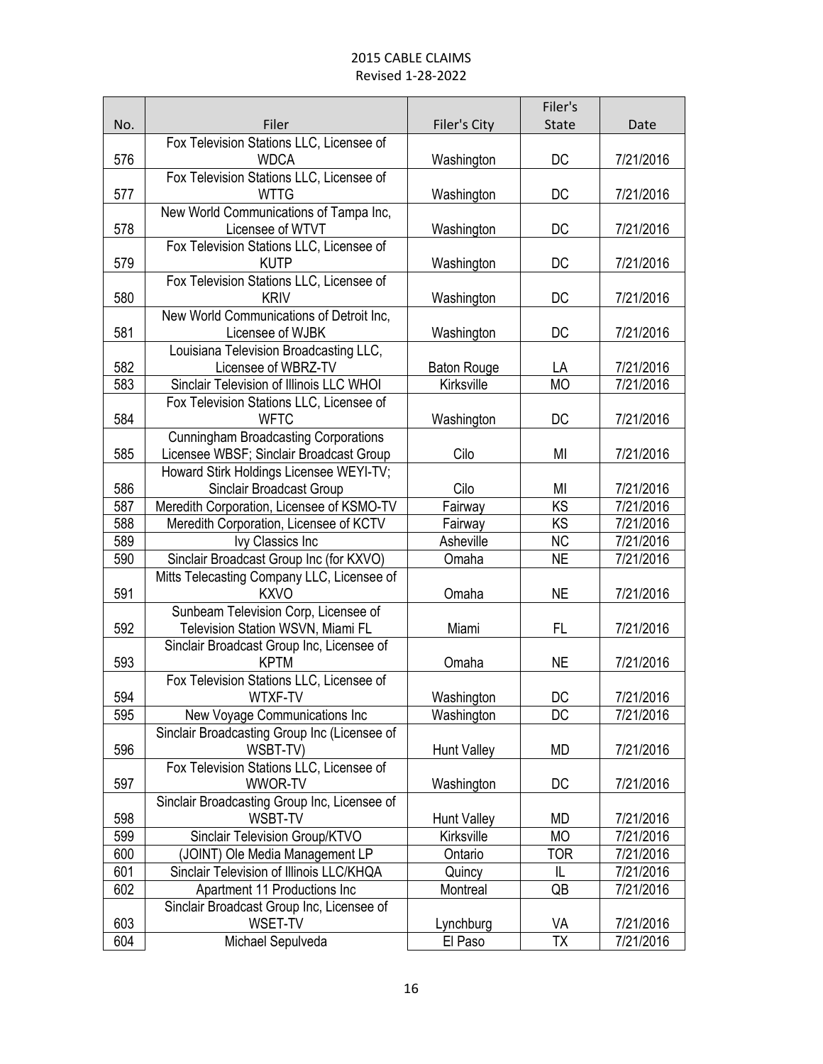2015 CABLE CLAIMS
Revised 1-28-2022

| No. | Filer | Filer's City | Filer's State | Date |
|---|---|---|---|---|
| 576 | Fox Television Stations LLC, Licensee of WDCA | Washington | DC | 7/21/2016 |
| 577 | Fox Television Stations LLC, Licensee of WTTG | Washington | DC | 7/21/2016 |
| 578 | New World Communications of Tampa Inc, Licensee of WTVT | Washington | DC | 7/21/2016 |
| 579 | Fox Television Stations LLC, Licensee of KUTP | Washington | DC | 7/21/2016 |
| 580 | Fox Television Stations LLC, Licensee of KRIV | Washington | DC | 7/21/2016 |
| 581 | New World Communications of Detroit Inc, Licensee of WJBK | Washington | DC | 7/21/2016 |
| 582 | Louisiana Television Broadcasting LLC, Licensee of WBRZ-TV | Baton Rouge | LA | 7/21/2016 |
| 583 | Sinclair Television of Illinois LLC WHOI | Kirksville | MO | 7/21/2016 |
| 584 | Fox Television Stations LLC, Licensee of WFTC | Washington | DC | 7/21/2016 |
| 585 | Cunningham Broadcasting Corporations Licensee WBSF; Sinclair Broadcast Group | Cilo | MI | 7/21/2016 |
| 586 | Howard Stirk Holdings Licensee WEYI-TV; Sinclair Broadcast Group | Cilo | MI | 7/21/2016 |
| 587 | Meredith Corporation, Licensee of KSMO-TV | Fairway | KS | 7/21/2016 |
| 588 | Meredith Corporation, Licensee of KCTV | Fairway | KS | 7/21/2016 |
| 589 | Ivy Classics Inc | Asheville | NC | 7/21/2016 |
| 590 | Sinclair Broadcast Group Inc (for KXVO) | Omaha | NE | 7/21/2016 |
| 591 | Mitts Telecasting Company LLC, Licensee of KXVO | Omaha | NE | 7/21/2016 |
| 592 | Sunbeam Television Corp, Licensee of Television Station WSVN, Miami FL | Miami | FL | 7/21/2016 |
| 593 | Sinclair Broadcast Group Inc, Licensee of KPTM | Omaha | NE | 7/21/2016 |
| 594 | Fox Television Stations LLC, Licensee of WTXF-TV | Washington | DC | 7/21/2016 |
| 595 | New Voyage Communications Inc | Washington | DC | 7/21/2016 |
| 596 | Sinclair Broadcasting Group Inc (Licensee of WSBT-TV) | Hunt Valley | MD | 7/21/2016 |
| 597 | Fox Television Stations LLC, Licensee of WWOR-TV | Washington | DC | 7/21/2016 |
| 598 | Sinclair Broadcasting Group Inc, Licensee of WSBT-TV | Hunt Valley | MD | 7/21/2016 |
| 599 | Sinclair Television Group/KTVO | Kirksville | MO | 7/21/2016 |
| 600 | (JOINT) Ole Media Management LP | Ontario | TOR | 7/21/2016 |
| 601 | Sinclair Television of Illinois LLC/KHQA | Quincy | IL | 7/21/2016 |
| 602 | Apartment 11 Productions Inc | Montreal | QB | 7/21/2016 |
| 603 | Sinclair Broadcast Group Inc, Licensee of WSET-TV | Lynchburg | VA | 7/21/2016 |
| 604 | Michael Sepulveda | El Paso | TX | 7/21/2016 |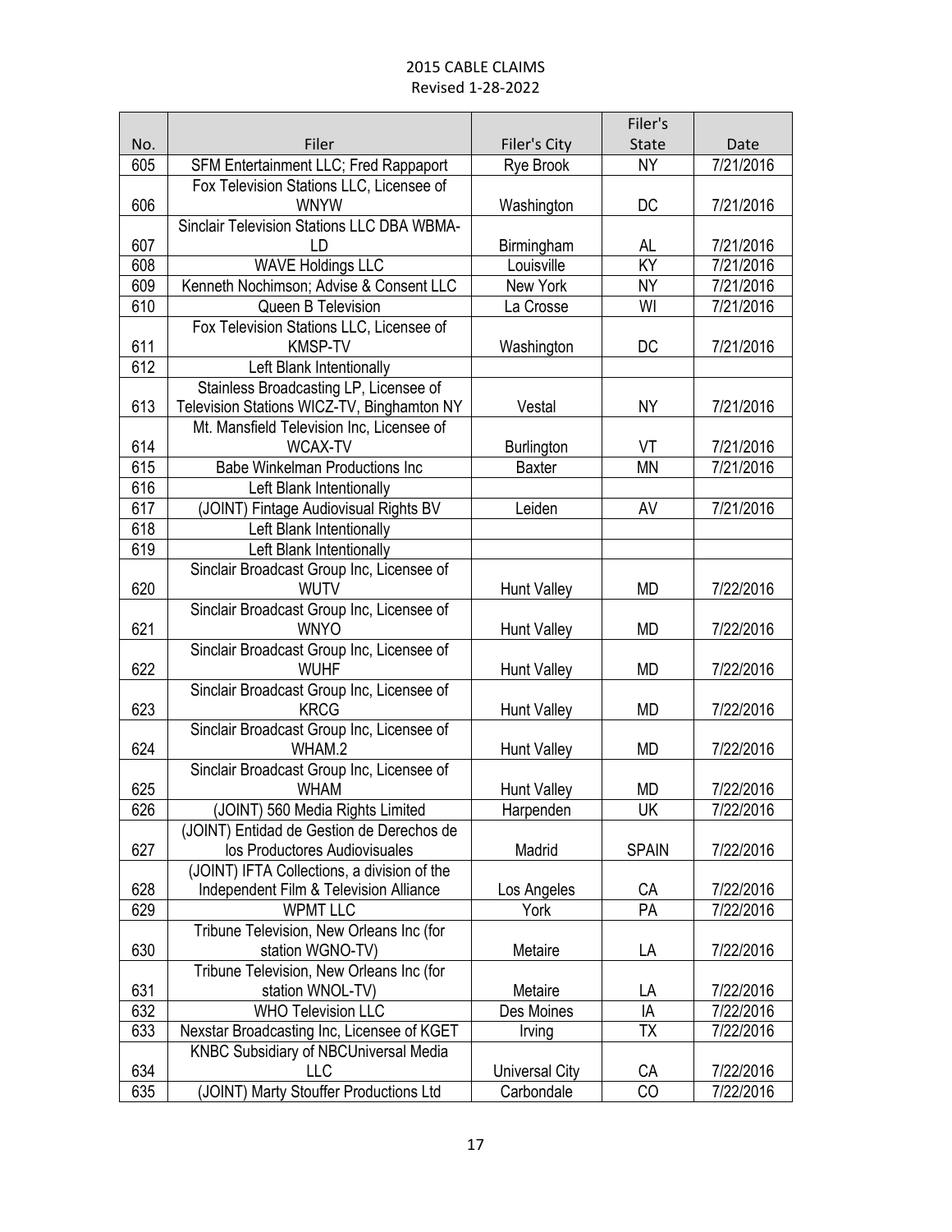# 2015 CABLE CLAIMS

Revised 1-28-2022

| No. | Filer | Filer's City | Filer's State | Date |
|---|---|---|---|---|
| 605 | SFM Entertainment LLC; Fred Rappaport | Rye Brook | NY | 7/21/2016 |
| 606 | Fox Television Stations LLC, Licensee of WNYW | Washington | DC | 7/21/2016 |
| 607 | Sinclair Television Stations LLC DBA WBMA-LD | Birmingham | AL | 7/21/2016 |
| 608 | WAVE Holdings LLC | Louisville | KY | 7/21/2016 |
| 609 | Kenneth Nochimson; Advise & Consent LLC | New York | NY | 7/21/2016 |
| 610 | Queen B Television | La Crosse | WI | 7/21/2016 |
| 611 | Fox Television Stations LLC, Licensee of KMSP-TV | Washington | DC | 7/21/2016 |
| 612 | Left Blank Intentionally | | | |
| 613 | Stainless Broadcasting LP, Licensee of Television Stations WICZ-TV, Binghamton NY | Vestal | NY | 7/21/2016 |
| 614 | Mt. Mansfield Television Inc, Licensee of WCAX-TV | Burlington | VT | 7/21/2016 |
| 615 | Babe Winkelman Productions Inc | Baxter | MN | 7/21/2016 |
| 616 | Left Blank Intentionally | | | |
| 617 | (JOINT) Fintage Audiovisual Rights BV | Leiden | AV | 7/21/2016 |
| 618 | Left Blank Intentionally | | | |
| 619 | Left Blank Intentionally | | | |
| 620 | Sinclair Broadcast Group Inc, Licensee of WUTV | Hunt Valley | MD | 7/22/2016 |
| 621 | Sinclair Broadcast Group Inc, Licensee of WNYO | Hunt Valley | MD | 7/22/2016 |
| 622 | Sinclair Broadcast Group Inc, Licensee of WUHF | Hunt Valley | MD | 7/22/2016 |
| 623 | Sinclair Broadcast Group Inc, Licensee of KRCG | Hunt Valley | MD | 7/22/2016 |
| 624 | Sinclair Broadcast Group Inc, Licensee of WHAM.2 | Hunt Valley | MD | 7/22/2016 |
| 625 | Sinclair Broadcast Group Inc, Licensee of WHAM | Hunt Valley | MD | 7/22/2016 |
| 626 | (JOINT) 560 Media Rights Limited | Harpenden | UK | 7/22/2016 |
| 627 | (JOINT) Entidad de Gestion de Derechos de los Productores Audiovisuales | Madrid | SPAIN | 7/22/2016 |
| 628 | (JOINT) IFTA Collections, a division of the Independent Film & Television Alliance | Los Angeles | CA | 7/22/2016 |
| 629 | WPMT LLC | York | PA | 7/22/2016 |
| 630 | Tribune Television, New Orleans Inc (for station WGNO-TV) | Metaire | LA | 7/22/2016 |
| 631 | Tribune Television, New Orleans Inc (for station WNOL-TV) | Metaire | LA | 7/22/2016 |
| 632 | WHO Television LLC | Des Moines | IA | 7/22/2016 |
| 633 | Nexstar Broadcasting Inc, Licensee of KGET | Irving | TX | 7/22/2016 |
| 634 | KNBC Subsidiary of NBCUniversal Media LLC | Universal City | CA | 7/22/2016 |
| 635 | (JOINT) Marty Stouffer Productions Ltd | Carbondale | CO | 7/22/2016 |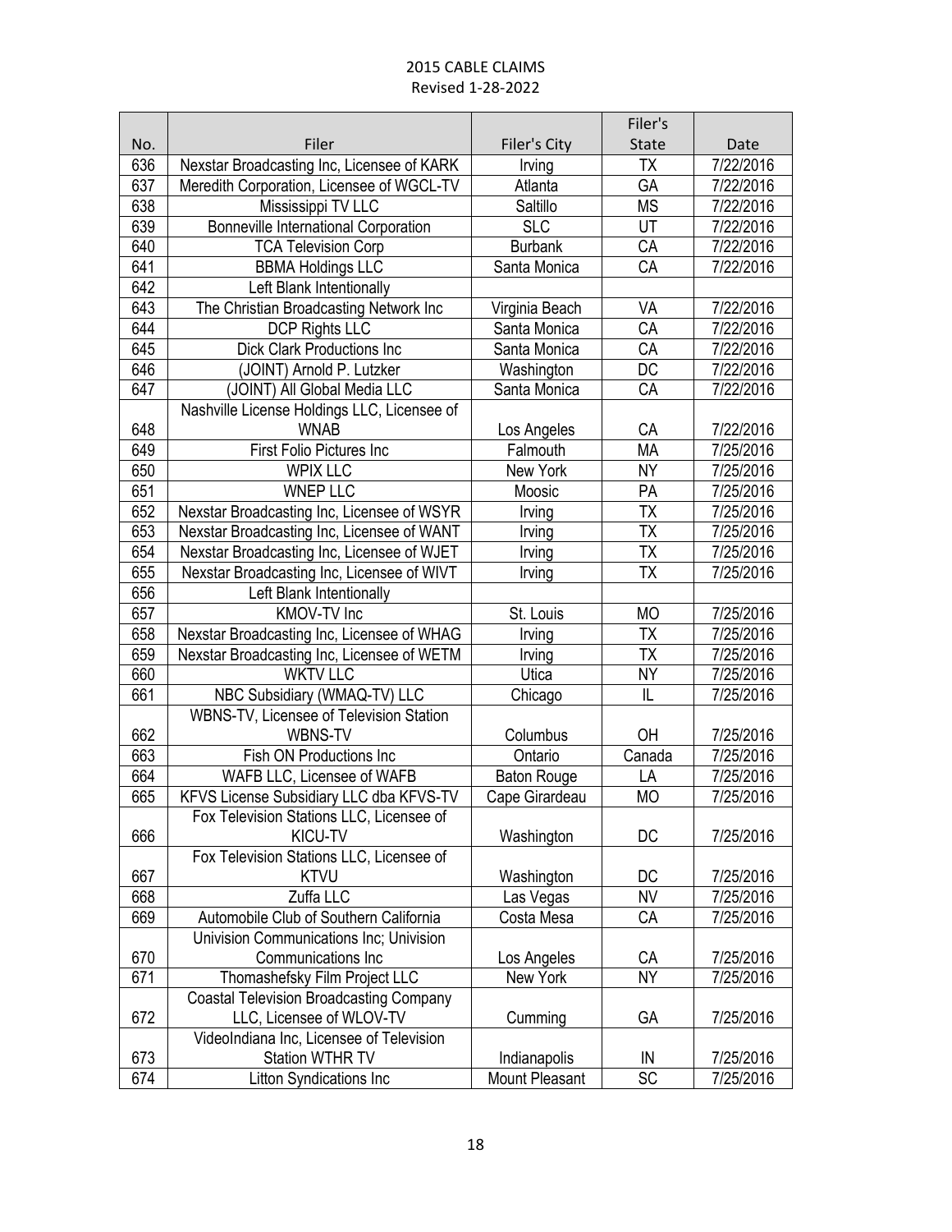2015 CABLE CLAIMS
Revised 1-28-2022

| No. | Filer | Filer's City | Filer's State | Date |
|---|---|---|---|---|
| 636 | Nexstar Broadcasting Inc, Licensee of KARK | Irving | TX | 7/22/2016 |
| 637 | Meredith Corporation, Licensee of WGCL-TV | Atlanta | GA | 7/22/2016 |
| 638 | Mississippi TV LLC | Saltillo | MS | 7/22/2016 |
| 639 | Bonneville International Corporation | SLC | UT | 7/22/2016 |
| 640 | TCA Television Corp | Burbank | CA | 7/22/2016 |
| 641 | BBMA Holdings LLC | Santa Monica | CA | 7/22/2016 |
| 642 | Left Blank Intentionally | | | |
| 643 | The Christian Broadcasting Network Inc | Virginia Beach | VA | 7/22/2016 |
| 644 | DCP Rights LLC | Santa Monica | CA | 7/22/2016 |
| 645 | Dick Clark Productions Inc | Santa Monica | CA | 7/22/2016 |
| 646 | (JOINT) Arnold P. Lutzker | Washington | DC | 7/22/2016 |
| 647 | (JOINT) All Global Media LLC | Santa Monica | CA | 7/22/2016 |
| 648 | Nashville License Holdings LLC, Licensee of WNAB | Los Angeles | CA | 7/22/2016 |
| 649 | First Folio Pictures Inc | Falmouth | MA | 7/25/2016 |
| 650 | WPIX LLC | New York | NY | 7/25/2016 |
| 651 | WNEP LLC | Moosic | PA | 7/25/2016 |
| 652 | Nexstar Broadcasting Inc, Licensee of WSYR | Irving | TX | 7/25/2016 |
| 653 | Nexstar Broadcasting Inc, Licensee of WANT | Irving | TX | 7/25/2016 |
| 654 | Nexstar Broadcasting Inc, Licensee of WJET | Irving | TX | 7/25/2016 |
| 655 | Nexstar Broadcasting Inc, Licensee of WIVT | Irving | TX | 7/25/2016 |
| 656 | Left Blank Intentionally | | | |
| 657 | KMOV-TV Inc | St. Louis | MO | 7/25/2016 |
| 658 | Nexstar Broadcasting Inc, Licensee of WHAG | Irving | TX | 7/25/2016 |
| 659 | Nexstar Broadcasting Inc, Licensee of WETM | Irving | TX | 7/25/2016 |
| 660 | WKTV LLC | Utica | NY | 7/25/2016 |
| 661 | NBC Subsidiary (WMAQ-TV) LLC | Chicago | IL | 7/25/2016 |
| 662 | WBNS-TV, Licensee of Television Station WBNS-TV | Columbus | OH | 7/25/2016 |
| 663 | Fish ON Productions Inc | Ontario | Canada | 7/25/2016 |
| 664 | WAFB LLC, Licensee of WAFB | Baton Rouge | LA | 7/25/2016 |
| 665 | KFVS License Subsidiary LLC dba KFVS-TV | Cape Girardeau | MO | 7/25/2016 |
| 666 | Fox Television Stations LLC, Licensee of KICU-TV | Washington | DC | 7/25/2016 |
| 667 | Fox Television Stations LLC, Licensee of KTVU | Washington | DC | 7/25/2016 |
| 668 | Zuffa LLC | Las Vegas | NV | 7/25/2016 |
| 669 | Automobile Club of Southern California | Costa Mesa | CA | 7/25/2016 |
| 670 | Univision Communications Inc; Univision Communications Inc | Los Angeles | CA | 7/25/2016 |
| 671 | Thomashefsky Film Project LLC | New York | NY | 7/25/2016 |
| 672 | Coastal Television Broadcasting Company LLC, Licensee of WLOV-TV | Cumming | GA | 7/25/2016 |
| 673 | VideoIndiana Inc, Licensee of Television Station WTHR TV | Indianapolis | IN | 7/25/2016 |
| 674 | Litton Syndications Inc | Mount Pleasant | SC | 7/25/2016 |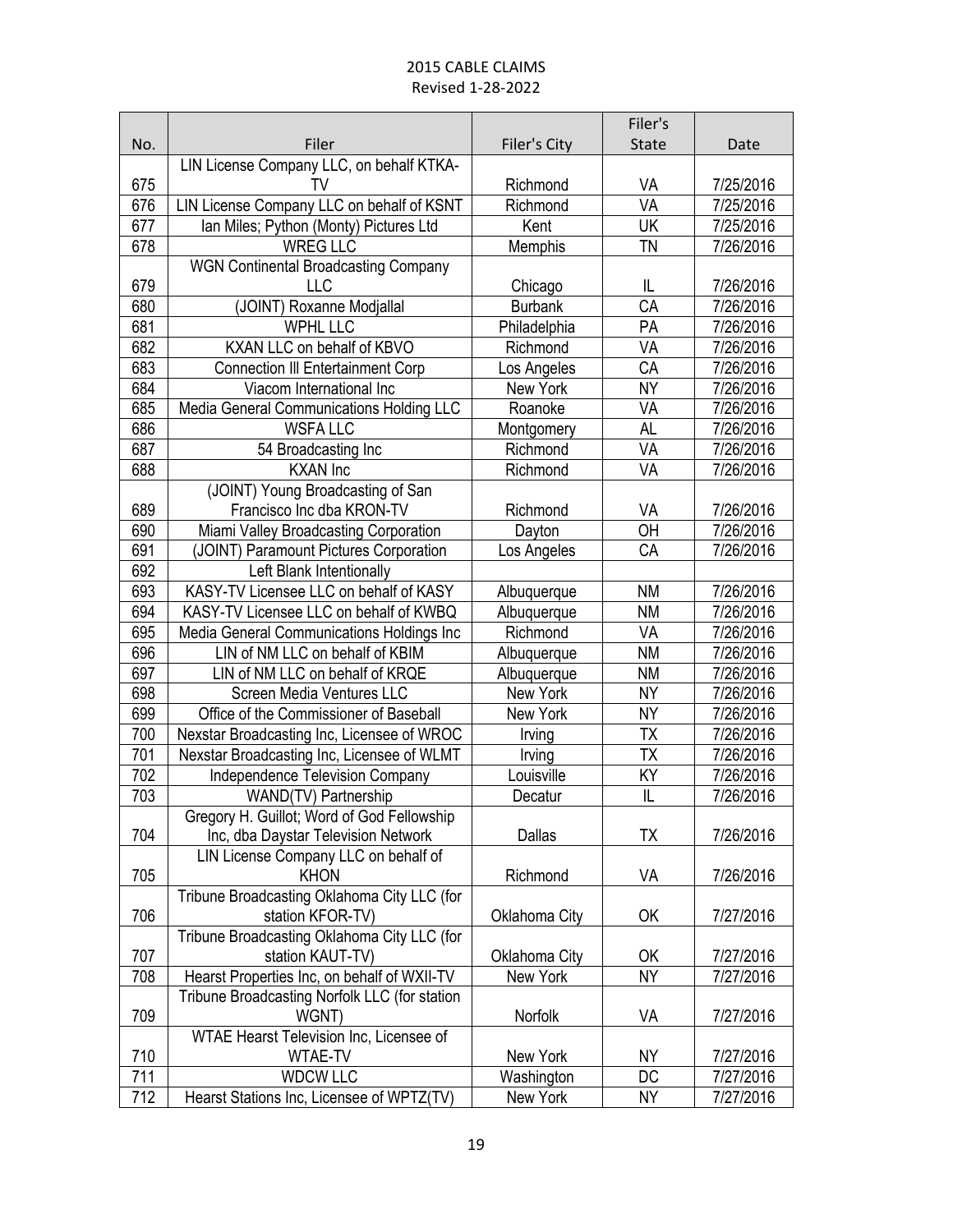# 2015 CABLE CLAIMS
Revised 1-28-2022

| No. | Filer | Filer's City | Filer's State | Date |
|---|---|---|---|---|
| 675 | LIN License Company LLC, on behalf KTKA-TV | Richmond | VA | 7/25/2016 |
| 676 | LIN License Company LLC on behalf of KSNT | Richmond | VA | 7/25/2016 |
| 677 | Ian Miles; Python (Monty) Pictures Ltd | Kent | UK | 7/25/2016 |
| 678 | WREG LLC | Memphis | TN | 7/26/2016 |
| 679 | WGN Continental Broadcasting Company LLC | Chicago | IL | 7/26/2016 |
| 680 | (JOINT) Roxanne Modjallal | Burbank | CA | 7/26/2016 |
| 681 | WPHL LLC | Philadelphia | PA | 7/26/2016 |
| 682 | KXAN LLC on behalf of KBVO | Richmond | VA | 7/26/2016 |
| 683 | Connection III Entertainment Corp | Los Angeles | CA | 7/26/2016 |
| 684 | Viacom International Inc | New York | NY | 7/26/2016 |
| 685 | Media General Communications Holding LLC | Roanoke | VA | 7/26/2016 |
| 686 | WSFA LLC | Montgomery | AL | 7/26/2016 |
| 687 | 54 Broadcasting Inc | Richmond | VA | 7/26/2016 |
| 688 | KXAN Inc | Richmond | VA | 7/26/2016 |
| 689 | (JOINT) Young Broadcasting of San Francisco Inc dba KRON-TV | Richmond | VA | 7/26/2016 |
| 690 | Miami Valley Broadcasting Corporation | Dayton | OH | 7/26/2016 |
| 691 | (JOINT) Paramount Pictures Corporation | Los Angeles | CA | 7/26/2016 |
| 692 | Left Blank Intentionally | | | |
| 693 | KASY-TV Licensee LLC on behalf of KASY | Albuquerque | NM | 7/26/2016 |
| 694 | KASY-TV Licensee LLC on behalf of KWBQ | Albuquerque | NM | 7/26/2016 |
| 695 | Media General Communications Holdings Inc | Richmond | VA | 7/26/2016 |
| 696 | LIN of NM LLC on behalf of KBIM | Albuquerque | NM | 7/26/2016 |
| 697 | LIN of NM LLC on behalf of KRQE | Albuquerque | NM | 7/26/2016 |
| 698 | Screen Media Ventures LLC | New York | NY | 7/26/2016 |
| 699 | Office of the Commissioner of Baseball | New York | NY | 7/26/2016 |
| 700 | Nexstar Broadcasting Inc, Licensee of WROC | Irving | TX | 7/26/2016 |
| 701 | Nexstar Broadcasting Inc, Licensee of WLMT | Irving | TX | 7/26/2016 |
| 702 | Independence Television Company | Louisville | KY | 7/26/2016 |
| 703 | WAND(TV) Partnership | Decatur | IL | 7/26/2016 |
| 704 | Gregory H. Guillot; Word of God Fellowship Inc, dba Daystar Television Network | Dallas | TX | 7/26/2016 |
| 705 | LIN License Company LLC on behalf of KHON | Richmond | VA | 7/26/2016 |
| 706 | Tribune Broadcasting Oklahoma City LLC (for station KFOR-TV) | Oklahoma City | OK | 7/27/2016 |
| 707 | Tribune Broadcasting Oklahoma City LLC (for station KAUT-TV) | Oklahoma City | OK | 7/27/2016 |
| 708 | Hearst Properties Inc, on behalf of WXII-TV | New York | NY | 7/27/2016 |
| 709 | Tribune Broadcasting Norfolk LLC (for station WGNT) | Norfolk | VA | 7/27/2016 |
| 710 | WTAE Hearst Television Inc, Licensee of WTAE-TV | New York | NY | 7/27/2016 |
| 711 | WDCW LLC | Washington | DC | 7/27/2016 |
| 712 | Hearst Stations Inc, Licensee of WPTZ(TV) | New York | NY | 7/27/2016 |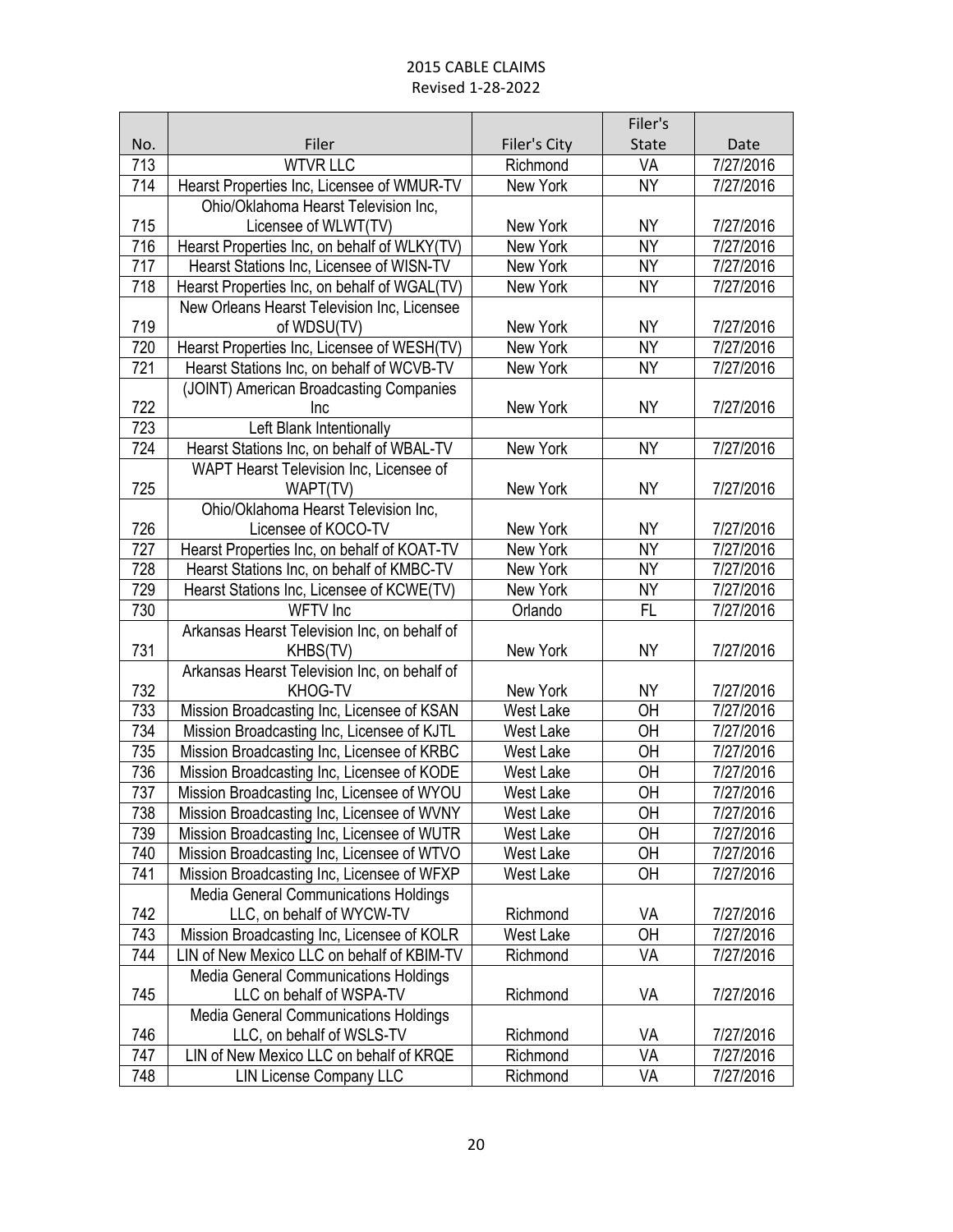# 2015 CABLE CLAIMS

Revised 1-28-2022

| No. | Filer | Filer's City | Filer's State | Date |
|---|---|---|---|---|
| 713 | WTVR LLC | Richmond | VA | 7/27/2016 |
| 714 | Hearst Properties Inc, Licensee of WMUR-TV | New York | NY | 7/27/2016 |
| 715 | Ohio/Oklahoma Hearst Television Inc, Licensee of WLWT(TV) | New York | NY | 7/27/2016 |
| 716 | Hearst Properties Inc, on behalf of WLKY(TV) | New York | NY | 7/27/2016 |
| 717 | Hearst Stations Inc, Licensee of WISN-TV | New York | NY | 7/27/2016 |
| 718 | Hearst Properties Inc, on behalf of WGAL(TV) | New York | NY | 7/27/2016 |
| 719 | New Orleans Hearst Television Inc, Licensee of WDSU(TV) | New York | NY | 7/27/2016 |
| 720 | Hearst Properties Inc, Licensee of WESH(TV) | New York | NY | 7/27/2016 |
| 721 | Hearst Stations Inc, on behalf of WCVB-TV | New York | NY | 7/27/2016 |
| 722 | (JOINT) American Broadcasting Companies Inc | New York | NY | 7/27/2016 |
| 723 | Left Blank Intentionally | | | |
| 724 | Hearst Stations Inc, on behalf of WBAL-TV | New York | NY | 7/27/2016 |
| 725 | WAPT Hearst Television Inc, Licensee of WAPT(TV) | New York | NY | 7/27/2016 |
| 726 | Ohio/Oklahoma Hearst Television Inc, Licensee of KOCO-TV | New York | NY | 7/27/2016 |
| 727 | Hearst Properties Inc, on behalf of KOAT-TV | New York | NY | 7/27/2016 |
| 728 | Hearst Stations Inc, on behalf of KMBC-TV | New York | NY | 7/27/2016 |
| 729 | Hearst Stations Inc, Licensee of KCWE(TV) | New York | NY | 7/27/2016 |
| 730 | WFTV Inc | Orlando | FL | 7/27/2016 |
| 731 | Arkansas Hearst Television Inc, on behalf of KHBS(TV) | New York | NY | 7/27/2016 |
| 732 | Arkansas Hearst Television Inc, on behalf of KHOG-TV | New York | NY | 7/27/2016 |
| 733 | Mission Broadcasting Inc, Licensee of KSAN | West Lake | OH | 7/27/2016 |
| 734 | Mission Broadcasting Inc, Licensee of KJTL | West Lake | OH | 7/27/2016 |
| 735 | Mission Broadcasting Inc, Licensee of KRBC | West Lake | OH | 7/27/2016 |
| 736 | Mission Broadcasting Inc, Licensee of KODE | West Lake | OH | 7/27/2016 |
| 737 | Mission Broadcasting Inc, Licensee of WYOU | West Lake | OH | 7/27/2016 |
| 738 | Mission Broadcasting Inc, Licensee of WVNY | West Lake | OH | 7/27/2016 |
| 739 | Mission Broadcasting Inc, Licensee of WUTR | West Lake | OH | 7/27/2016 |
| 740 | Mission Broadcasting Inc, Licensee of WTVO | West Lake | OH | 7/27/2016 |
| 741 | Mission Broadcasting Inc, Licensee of WFXP | West Lake | OH | 7/27/2016 |
| 742 | Media General Communications Holdings LLC, on behalf of WYCW-TV | Richmond | VA | 7/27/2016 |
| 743 | Mission Broadcasting Inc, Licensee of KOLR | West Lake | OH | 7/27/2016 |
| 744 | LIN of New Mexico LLC on behalf of KBIM-TV | Richmond | VA | 7/27/2016 |
| 745 | Media General Communications Holdings LLC on behalf of WSPA-TV | Richmond | VA | 7/27/2016 |
| 746 | Media General Communications Holdings LLC, on behalf of WSLS-TV | Richmond | VA | 7/27/2016 |
| 747 | LIN of New Mexico LLC on behalf of KRQE | Richmond | VA | 7/27/2016 |
| 748 | LIN License Company LLC | Richmond | VA | 7/27/2016 |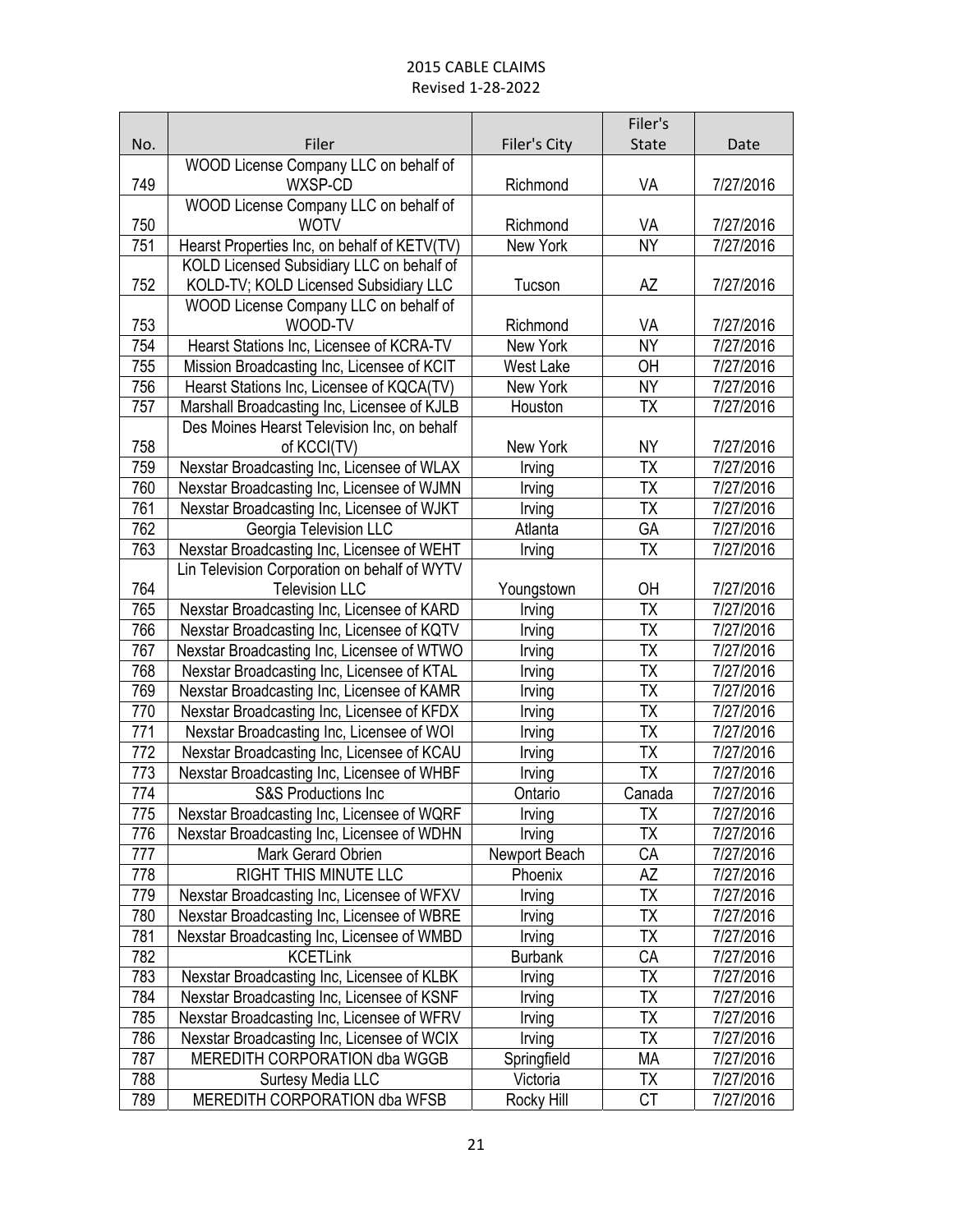2015 CABLE CLAIMS
Revised 1-28-2022

| No. | Filer | Filer's City | Filer's State | Date |
|---|---|---|---|---|
| 749 | WOOD License Company LLC on behalf of WXSP-CD | Richmond | VA | 7/27/2016 |
| 750 | WOOD License Company LLC on behalf of WOTV | Richmond | VA | 7/27/2016 |
| 751 | Hearst Properties Inc, on behalf of KETV(TV) | New York | NY | 7/27/2016 |
| 752 | KOLD Licensed Subsidiary LLC on behalf of KOLD-TV; KOLD Licensed Subsidiary LLC | Tucson | AZ | 7/27/2016 |
| 753 | WOOD License Company LLC on behalf of WOOD-TV | Richmond | VA | 7/27/2016 |
| 754 | Hearst Stations Inc, Licensee of KCRA-TV | New York | NY | 7/27/2016 |
| 755 | Mission Broadcasting Inc, Licensee of KCIT | West Lake | OH | 7/27/2016 |
| 756 | Hearst Stations Inc, Licensee of KQCA(TV) | New York | NY | 7/27/2016 |
| 757 | Marshall Broadcasting Inc, Licensee of KJLB | Houston | TX | 7/27/2016 |
| 758 | Des Moines Hearst Television Inc, on behalf of KCCI(TV) | New York | NY | 7/27/2016 |
| 759 | Nexstar Broadcasting Inc, Licensee of WLAX | Irving | TX | 7/27/2016 |
| 760 | Nexstar Broadcasting Inc, Licensee of WJMN | Irving | TX | 7/27/2016 |
| 761 | Nexstar Broadcasting Inc, Licensee of WJKT | Irving | TX | 7/27/2016 |
| 762 | Georgia Television LLC | Atlanta | GA | 7/27/2016 |
| 763 | Nexstar Broadcasting Inc, Licensee of WEHT | Irving | TX | 7/27/2016 |
| 764 | Lin Television Corporation on behalf of WYTV Television LLC | Youngstown | OH | 7/27/2016 |
| 765 | Nexstar Broadcasting Inc, Licensee of KARD | Irving | TX | 7/27/2016 |
| 766 | Nexstar Broadcasting Inc, Licensee of KQTV | Irving | TX | 7/27/2016 |
| 767 | Nexstar Broadcasting Inc, Licensee of WTWO | Irving | TX | 7/27/2016 |
| 768 | Nexstar Broadcasting Inc, Licensee of KTAL | Irving | TX | 7/27/2016 |
| 769 | Nexstar Broadcasting Inc, Licensee of KAMR | Irving | TX | 7/27/2016 |
| 770 | Nexstar Broadcasting Inc, Licensee of KFDX | Irving | TX | 7/27/2016 |
| 771 | Nexstar Broadcasting Inc, Licensee of WOI | Irving | TX | 7/27/2016 |
| 772 | Nexstar Broadcasting Inc, Licensee of KCAU | Irving | TX | 7/27/2016 |
| 773 | Nexstar Broadcasting Inc, Licensee of WHBF | Irving | TX | 7/27/2016 |
| 774 | S&S Productions Inc | Ontario | Canada | 7/27/2016 |
| 775 | Nexstar Broadcasting Inc, Licensee of WQRF | Irving | TX | 7/27/2016 |
| 776 | Nexstar Broadcasting Inc, Licensee of WDHN | Irving | TX | 7/27/2016 |
| 777 | Mark Gerard Obrien | Newport Beach | CA | 7/27/2016 |
| 778 | RIGHT THIS MINUTE LLC | Phoenix | AZ | 7/27/2016 |
| 779 | Nexstar Broadcasting Inc, Licensee of WFXV | Irving | TX | 7/27/2016 |
| 780 | Nexstar Broadcasting Inc, Licensee of WBRE | Irving | TX | 7/27/2016 |
| 781 | Nexstar Broadcasting Inc, Licensee of WMBD | Irving | TX | 7/27/2016 |
| 782 | KCETLink | Burbank | CA | 7/27/2016 |
| 783 | Nexstar Broadcasting Inc, Licensee of KLBK | Irving | TX | 7/27/2016 |
| 784 | Nexstar Broadcasting Inc, Licensee of KSNF | Irving | TX | 7/27/2016 |
| 785 | Nexstar Broadcasting Inc, Licensee of WFRV | Irving | TX | 7/27/2016 |
| 786 | Nexstar Broadcasting Inc, Licensee of WCIX | Irving | TX | 7/27/2016 |
| 787 | MEREDITH CORPORATION dba WGGB | Springfield | MA | 7/27/2016 |
| 788 | Surtesy Media LLC | Victoria | TX | 7/27/2016 |
| 789 | MEREDITH CORPORATION dba WFSB | Rocky Hill | CT | 7/27/2016 |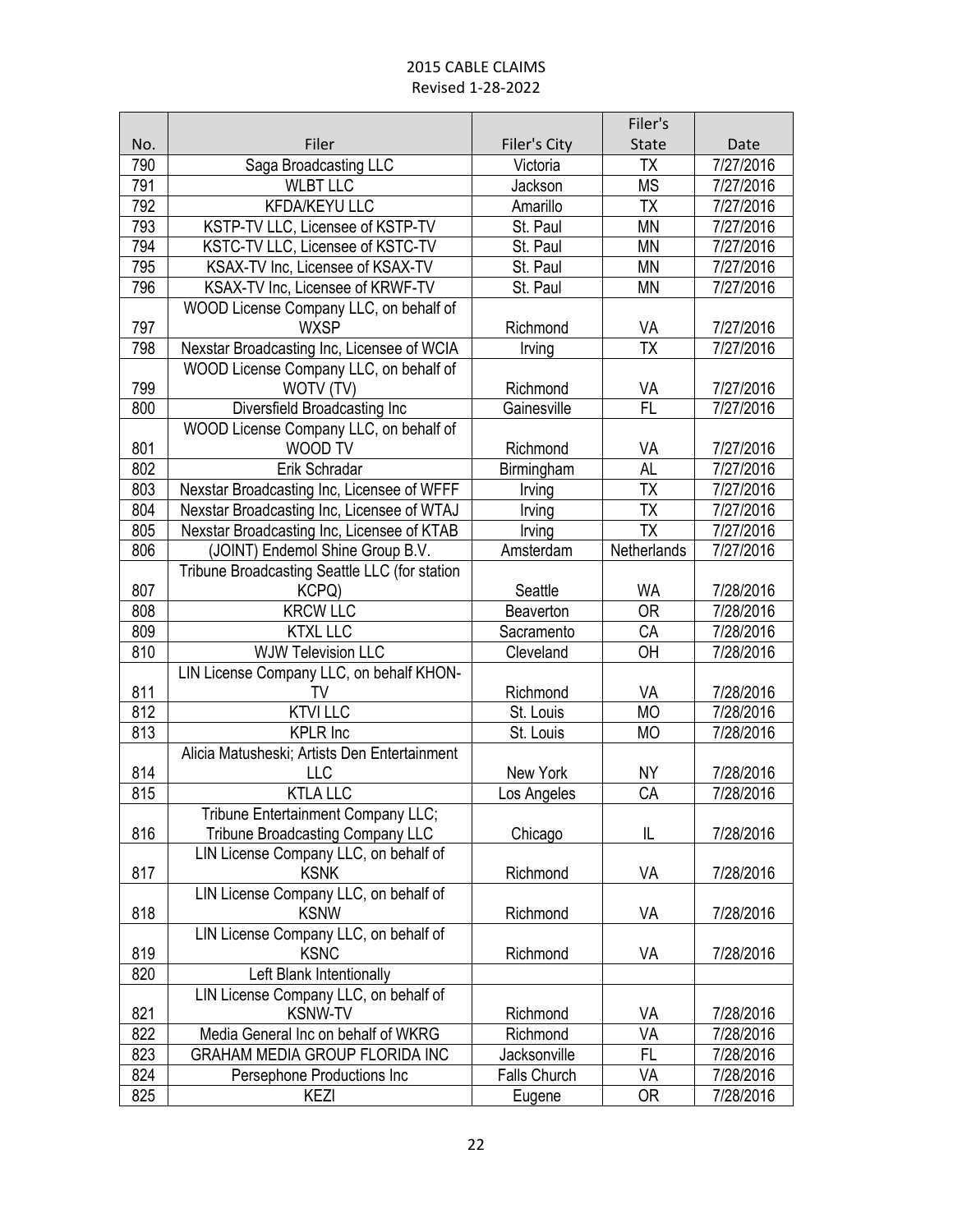2015 CABLE CLAIMS
Revised 1-28-2022

| No. | Filer | Filer's City | Filer's State | Date |
|---|---|---|---|---|
| 790 | Saga Broadcasting LLC | Victoria | TX | 7/27/2016 |
| 791 | WLBT LLC | Jackson | MS | 7/27/2016 |
| 792 | KFDA/KEYU LLC | Amarillo | TX | 7/27/2016 |
| 793 | KSTP-TV LLC, Licensee of KSTP-TV | St. Paul | MN | 7/27/2016 |
| 794 | KSTC-TV LLC, Licensee of KSTC-TV | St. Paul | MN | 7/27/2016 |
| 795 | KSAX-TV Inc, Licensee of KSAX-TV | St. Paul | MN | 7/27/2016 |
| 796 | KSAX-TV Inc, Licensee of KRWF-TV | St. Paul | MN | 7/27/2016 |
| 797 | WOOD License Company LLC, on behalf of WXSP | Richmond | VA | 7/27/2016 |
| 798 | Nexstar Broadcasting Inc, Licensee of WCIA | Irving | TX | 7/27/2016 |
| 799 | WOOD License Company LLC, on behalf of WOTV (TV) | Richmond | VA | 7/27/2016 |
| 800 | Diversfield Broadcasting Inc | Gainesville | FL | 7/27/2016 |
| 801 | WOOD License Company LLC, on behalf of WOOD TV | Richmond | VA | 7/27/2016 |
| 802 | Erik Schradar | Birmingham | AL | 7/27/2016 |
| 803 | Nexstar Broadcasting Inc, Licensee of WFFF | Irving | TX | 7/27/2016 |
| 804 | Nexstar Broadcasting Inc, Licensee of WTAJ | Irving | TX | 7/27/2016 |
| 805 | Nexstar Broadcasting Inc, Licensee of KTAB | Irving | TX | 7/27/2016 |
| 806 | (JOINT) Endemol Shine Group B.V. | Amsterdam | Netherlands | 7/27/2016 |
| 807 | Tribune Broadcasting Seattle LLC (for station KCPQ) | Seattle | WA | 7/28/2016 |
| 808 | KRCW LLC | Beaverton | OR | 7/28/2016 |
| 809 | KTXL LLC | Sacramento | CA | 7/28/2016 |
| 810 | WJW Television LLC | Cleveland | OH | 7/28/2016 |
| 811 | LIN License Company LLC, on behalf KHON-TV | Richmond | VA | 7/28/2016 |
| 812 | KTVI LLC | St. Louis | MO | 7/28/2016 |
| 813 | KPLR Inc | St. Louis | MO | 7/28/2016 |
| 814 | Alicia Matusheski; Artists Den Entertainment LLC | New York | NY | 7/28/2016 |
| 815 | KTLA LLC | Los Angeles | CA | 7/28/2016 |
| 816 | Tribune Entertainment Company LLC; Tribune Broadcasting Company LLC | Chicago | IL | 7/28/2016 |
| 817 | LIN License Company LLC, on behalf of KSNK | Richmond | VA | 7/28/2016 |
| 818 | LIN License Company LLC, on behalf of KSNW | Richmond | VA | 7/28/2016 |
| 819 | LIN License Company LLC, on behalf of KSNC | Richmond | VA | 7/28/2016 |
| 820 | Left Blank Intentionally | | | |
| 821 | LIN License Company LLC, on behalf of KSNW-TV | Richmond | VA | 7/28/2016 |
| 822 | Media General Inc on behalf of WKRG | Richmond | VA | 7/28/2016 |
| 823 | GRAHAM MEDIA GROUP FLORIDA INC | Jacksonville | FL | 7/28/2016 |
| 824 | Persephone Productions Inc | Falls Church | VA | 7/28/2016 |
| 825 | KEZI | Eugene | OR | 7/28/2016 |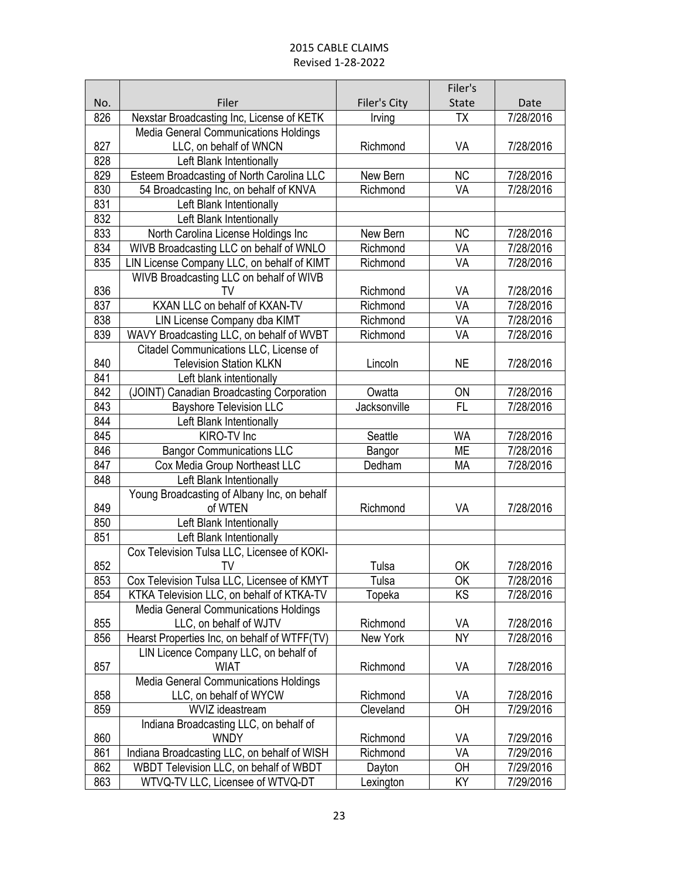# 2015 CABLE CLAIMS

Revised 1-28-2022

| No. | Filer | Filer's City | Filer's State | Date |
|---|---|---|---|---|
| 826 | Nexstar Broadcasting Inc, License of KETK | Irving | TX | 7/28/2016 |
| 827 | Media General Communications Holdings LLC, on behalf of WNCN | Richmond | VA | 7/28/2016 |
| 828 | Left Blank Intentionally | | | |
| 829 | Esteem Broadcasting of North Carolina LLC | New Bern | NC | 7/28/2016 |
| 830 | 54 Broadcasting Inc, on behalf of KNVA | Richmond | VA | 7/28/2016 |
| 831 | Left Blank Intentionally | | | |
| 832 | Left Blank Intentionally | | | |
| 833 | North Carolina License Holdings Inc | New Bern | NC | 7/28/2016 |
| 834 | WIVB Broadcasting LLC on behalf of WNLO | Richmond | VA | 7/28/2016 |
| 835 | LIN License Company LLC, on behalf of KIMT | Richmond | VA | 7/28/2016 |
| 836 | WIVB Broadcasting LLC on behalf of WIVB TV | Richmond | VA | 7/28/2016 |
| 837 | KXAN LLC on behalf of KXAN-TV | Richmond | VA | 7/28/2016 |
| 838 | LIN License Company dba KIMT | Richmond | VA | 7/28/2016 |
| 839 | WAVY Broadcasting LLC, on behalf of WVBT | Richmond | VA | 7/28/2016 |
| 840 | Citadel Communications LLC, License of Television Station KLKN | Lincoln | NE | 7/28/2016 |
| 841 | Left blank intentionally | | | |
| 842 | (JOINT) Canadian Broadcasting Corporation | Owatta | ON | 7/28/2016 |
| 843 | Bayshore Television LLC | Jacksonville | FL | 7/28/2016 |
| 844 | Left Blank Intentionally | | | |
| 845 | KIRO-TV Inc | Seattle | WA | 7/28/2016 |
| 846 | Bangor Communications LLC | Bangor | ME | 7/28/2016 |
| 847 | Cox Media Group Northeast LLC | Dedham | MA | 7/28/2016 |
| 848 | Left Blank Intentionally | | | |
| 849 | Young Broadcasting of Albany Inc, on behalf of WTEN | Richmond | VA | 7/28/2016 |
| 850 | Left Blank Intentionally | | | |
| 851 | Left Blank Intentionally | | | |
| 852 | Cox Television Tulsa LLC, Licensee of KOKI-TV | Tulsa | OK | 7/28/2016 |
| 853 | Cox Television Tulsa LLC, Licensee of KMYT | Tulsa | OK | 7/28/2016 |
| 854 | KTKA Television LLC, on behalf of KTKA-TV | Topeka | KS | 7/28/2016 |
| 855 | Media General Communications Holdings LLC, on behalf of WJTV | Richmond | VA | 7/28/2016 |
| 856 | Hearst Properties Inc, on behalf of WTFF(TV) | New York | NY | 7/28/2016 |
| 857 | LIN Licence Company LLC, on behalf of WIAT | Richmond | VA | 7/28/2016 |
| 858 | Media General Communications Holdings LLC, on behalf of WYCW | Richmond | VA | 7/28/2016 |
| 859 | WVIZ ideastream | Cleveland | OH | 7/29/2016 |
| 860 | Indiana Broadcasting LLC, on behalf of WNDY | Richmond | VA | 7/29/2016 |
| 861 | Indiana Broadcasting LLC, on behalf of WISH | Richmond | VA | 7/29/2016 |
| 862 | WBDT Television LLC, on behalf of WBDT | Dayton | OH | 7/29/2016 |
| 863 | WTVQ-TV LLC, Licensee of WTVQ-DT | Lexington | KY | 7/29/2016 |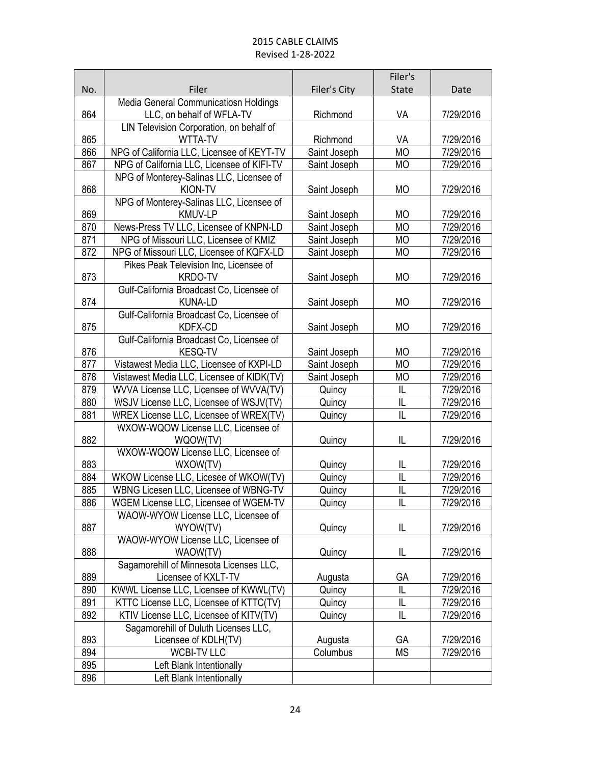# 2015 CABLE CLAIMS

Revised 1-28-2022

| No. | Filer | Filer's City | Filer's State | Date |
|---|---|---|---|---|
| 864 | Media General Communicatiosn Holdings LLC, on behalf of WFLA-TV | Richmond | VA | 7/29/2016 |
| 865 | LIN Television Corporation, on behalf of WTTA-TV | Richmond | VA | 7/29/2016 |
| 866 | NPG of California LLC, Licensee of KEYT-TV | Saint Joseph | MO | 7/29/2016 |
| 867 | NPG of California LLC, Licensee of KIFI-TV | Saint Joseph | MO | 7/29/2016 |
| 868 | NPG of Monterey-Salinas LLC, Licensee of KION-TV | Saint Joseph | MO | 7/29/2016 |
| 869 | NPG of Monterey-Salinas LLC, Licensee of KMUV-LP | Saint Joseph | MO | 7/29/2016 |
| 870 | News-Press TV LLC, Licensee of KNPN-LD | Saint Joseph | MO | 7/29/2016 |
| 871 | NPG of Missouri LLC, Licensee of KMIZ | Saint Joseph | MO | 7/29/2016 |
| 872 | NPG of Missouri LLC, Licensee of KQFX-LD | Saint Joseph | MO | 7/29/2016 |
| 873 | Pikes Peak Television Inc, Licensee of KRDO-TV | Saint Joseph | MO | 7/29/2016 |
| 874 | Gulf-California Broadcast Co, Licensee of KUNA-LD | Saint Joseph | MO | 7/29/2016 |
| 875 | Gulf-California Broadcast Co, Licensee of KDFX-CD | Saint Joseph | MO | 7/29/2016 |
| 876 | Gulf-California Broadcast Co, Licensee of KESQ-TV | Saint Joseph | MO | 7/29/2016 |
| 877 | Vistawest Media LLC, Licensee of KXPI-LD | Saint Joseph | MO | 7/29/2016 |
| 878 | Vistawest Media LLC, Licensee of KIDK(TV) | Saint Joseph | MO | 7/29/2016 |
| 879 | WVVA License LLC, Licensee of WVVA(TV) | Quincy | IL | 7/29/2016 |
| 880 | WSJV License LLC, Licensee of WSJV(TV) | Quincy | IL | 7/29/2016 |
| 881 | WREX License LLC, Licensee of WREX(TV) | Quincy | IL | 7/29/2016 |
| 882 | WXOW-WQOW License LLC, Licensee of WQOW(TV) | Quincy | IL | 7/29/2016 |
| 883 | WXOW-WQOW License LLC, Licensee of WXOW(TV) | Quincy | IL | 7/29/2016 |
| 884 | WKOW License LLC, Licesee of WKOW(TV) | Quincy | IL | 7/29/2016 |
| 885 | WBNG Licesen LLC, Licensee of WBNG-TV | Quincy | IL | 7/29/2016 |
| 886 | WGEM License LLC, Licensee of WGEM-TV | Quincy | IL | 7/29/2016 |
| 887 | WAOW-WYOW License LLC, Licensee of WYOW(TV) | Quincy | IL | 7/29/2016 |
| 888 | WAOW-WYOW License LLC, Licensee of WAOW(TV) | Quincy | IL | 7/29/2016 |
| 889 | Sagamorehill of Minnesota Licenses LLC, Licensee of KXLT-TV | Augusta | GA | 7/29/2016 |
| 890 | KWWL License LLC, Licensee of KWWL(TV) | Quincy | IL | 7/29/2016 |
| 891 | KTTC License LLC, Licensee of KTTC(TV) | Quincy | IL | 7/29/2016 |
| 892 | KTIV License LLC, Licensee of KITV(TV) | Quincy | IL | 7/29/2016 |
| 893 | Sagamorehill of Duluth Licenses LLC, Licensee of KDLH(TV) | Augusta | GA | 7/29/2016 |
| 894 | WCBI-TV LLC | Columbus | MS | 7/29/2016 |
| 895 | Left Blank Intentionally | | | |
| 896 | Left Blank Intentionally | | | |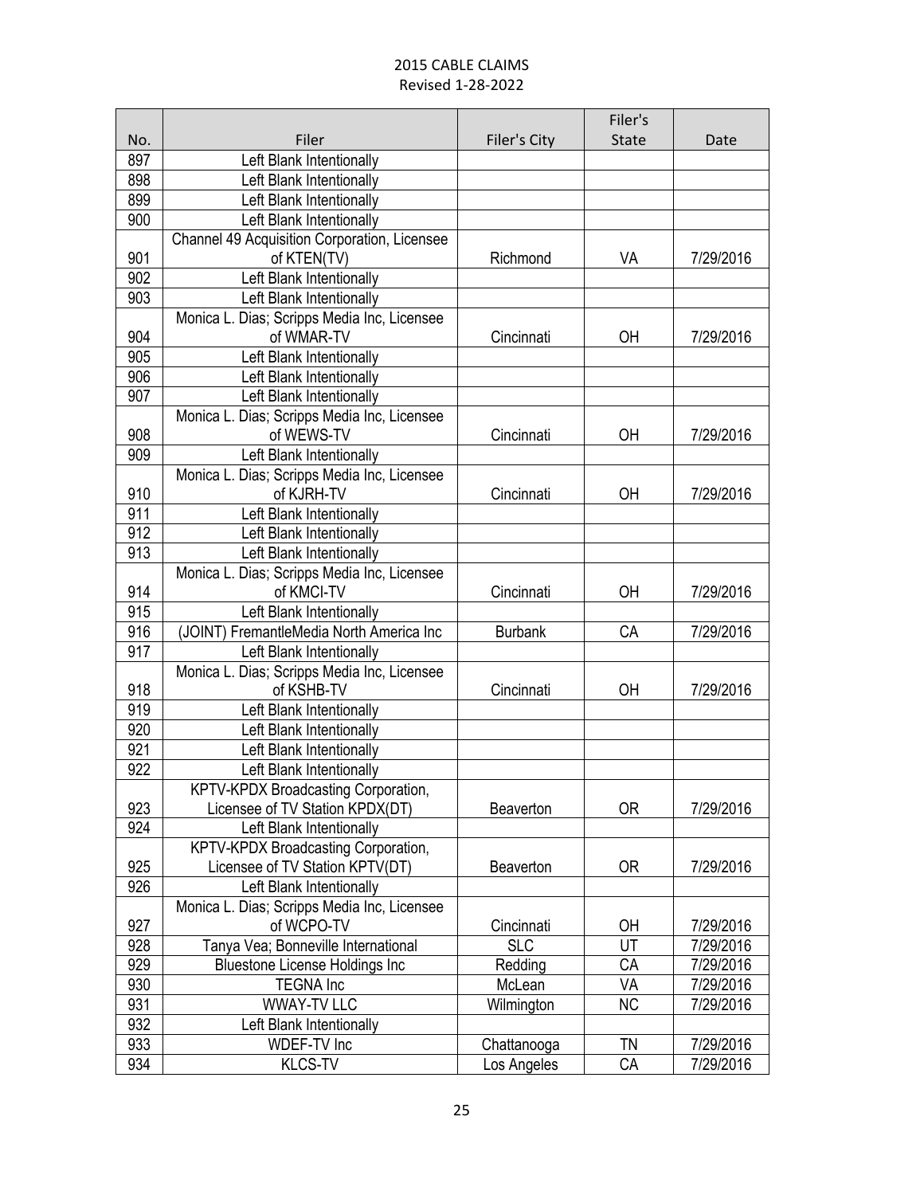2015 CABLE CLAIMS
Revised 1-28-2022

| No. | Filer | Filer's City | Filer's State | Date |
|---|---|---|---|---|
| 897 | Left Blank Intentionally | | | |
| 898 | Left Blank Intentionally | | | |
| 899 | Left Blank Intentionally | | | |
| 900 | Left Blank Intentionally | | | |
| 901 | Channel 49 Acquisition Corporation, Licensee of KTEN(TV) | Richmond | VA | 7/29/2016 |
| 902 | Left Blank Intentionally | | | |
| 903 | Left Blank Intentionally | | | |
| 904 | Monica L. Dias; Scripps Media Inc, Licensee of WMAR-TV | Cincinnati | OH | 7/29/2016 |
| 905 | Left Blank Intentionally | | | |
| 906 | Left Blank Intentionally | | | |
| 907 | Left Blank Intentionally | | | |
| 908 | Monica L. Dias; Scripps Media Inc, Licensee of WEWS-TV | Cincinnati | OH | 7/29/2016 |
| 909 | Left Blank Intentionally | | | |
| 910 | Monica L. Dias; Scripps Media Inc, Licensee of KJRH-TV | Cincinnati | OH | 7/29/2016 |
| 911 | Left Blank Intentionally | | | |
| 912 | Left Blank Intentionally | | | |
| 913 | Left Blank Intentionally | | | |
| 914 | Monica L. Dias; Scripps Media Inc, Licensee of KMCI-TV | Cincinnati | OH | 7/29/2016 |
| 915 | Left Blank Intentionally | | | |
| 916 | (JOINT) FremantleMedia North America Inc | Burbank | CA | 7/29/2016 |
| 917 | Left Blank Intentionally | | | |
| 918 | Monica L. Dias; Scripps Media Inc, Licensee of KSHB-TV | Cincinnati | OH | 7/29/2016 |
| 919 | Left Blank Intentionally | | | |
| 920 | Left Blank Intentionally | | | |
| 921 | Left Blank Intentionally | | | |
| 922 | Left Blank Intentionally | | | |
| 923 | KPTV-KPDX Broadcasting Corporation, Licensee of TV Station KPDX(DT) | Beaverton | OR | 7/29/2016 |
| 924 | Left Blank Intentionally | | | |
| 925 | KPTV-KPDX Broadcasting Corporation, Licensee of TV Station KPTV(DT) | Beaverton | OR | 7/29/2016 |
| 926 | Left Blank Intentionally | | | |
| 927 | Monica L. Dias; Scripps Media Inc, Licensee of WCPO-TV | Cincinnati | OH | 7/29/2016 |
| 928 | Tanya Vea; Bonneville International | SLC | UT | 7/29/2016 |
| 929 | Bluestone License Holdings Inc | Redding | CA | 7/29/2016 |
| 930 | TEGNA Inc | McLean | VA | 7/29/2016 |
| 931 | WWAY-TV LLC | Wilmington | NC | 7/29/2016 |
| 932 | Left Blank Intentionally | | | |
| 933 | WDEF-TV Inc | Chattanooga | TN | 7/29/2016 |
| 934 | KLCS-TV | Los Angeles | CA | 7/29/2016 |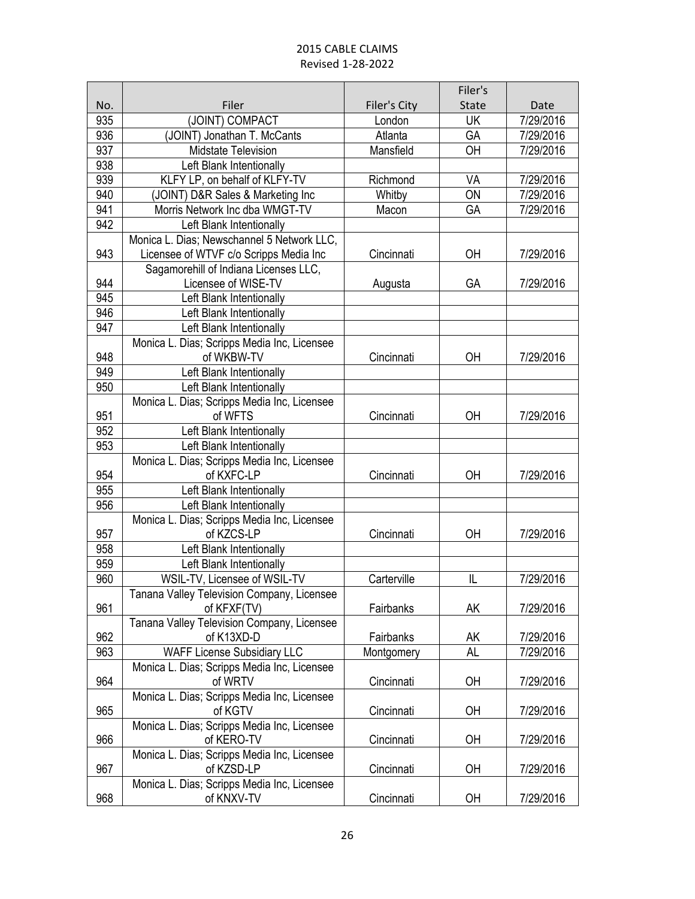2015 CABLE CLAIMS
Revised 1-28-2022

| No. | Filer | Filer's City | Filer's State | Date |
|---|---|---|---|---|
| 935 | (JOINT) COMPACT | London | UK | 7/29/2016 |
| 936 | (JOINT) Jonathan T. McCants | Atlanta | GA | 7/29/2016 |
| 937 | Midstate Television | Mansfield | OH | 7/29/2016 |
| 938 | Left Blank Intentionally | | | |
| 939 | KLFY LP, on behalf of KLFY-TV | Richmond | VA | 7/29/2016 |
| 940 | (JOINT) D&R Sales & Marketing Inc | Whitby | ON | 7/29/2016 |
| 941 | Morris Network Inc dba WMGT-TV | Macon | GA | 7/29/2016 |
| 942 | Left Blank Intentionally | | | |
| 943 | Monica L. Dias; Newschannel 5 Network LLC, Licensee of WTVF c/o Scripps Media Inc | Cincinnati | OH | 7/29/2016 |
| 944 | Sagamorehill of Indiana Licenses LLC, Licensee of WISE-TV | Augusta | GA | 7/29/2016 |
| 945 | Left Blank Intentionally | | | |
| 946 | Left Blank Intentionally | | | |
| 947 | Left Blank Intentionally | | | |
| 948 | Monica L. Dias; Scripps Media Inc, Licensee of WKBW-TV | Cincinnati | OH | 7/29/2016 |
| 949 | Left Blank Intentionally | | | |
| 950 | Left Blank Intentionally | | | |
| 951 | Monica L. Dias; Scripps Media Inc, Licensee of WFTS | Cincinnati | OH | 7/29/2016 |
| 952 | Left Blank Intentionally | | | |
| 953 | Left Blank Intentionally | | | |
| 954 | Monica L. Dias; Scripps Media Inc, Licensee of KXFC-LP | Cincinnati | OH | 7/29/2016 |
| 955 | Left Blank Intentionally | | | |
| 956 | Left Blank Intentionally | | | |
| 957 | Monica L. Dias; Scripps Media Inc, Licensee of KZCS-LP | Cincinnati | OH | 7/29/2016 |
| 958 | Left Blank Intentionally | | | |
| 959 | Left Blank Intentionally | | | |
| 960 | WSIL-TV, Licensee of WSIL-TV | Carterville | IL | 7/29/2016 |
| 961 | Tanana Valley Television Company, Licensee of KFXF(TV) | Fairbanks | AK | 7/29/2016 |
| 962 | Tanana Valley Television Company, Licensee of K13XD-D | Fairbanks | AK | 7/29/2016 |
| 963 | WAFF License Subsidiary LLC | Montgomery | AL | 7/29/2016 |
| 964 | Monica L. Dias; Scripps Media Inc, Licensee of WRTV | Cincinnati | OH | 7/29/2016 |
| 965 | Monica L. Dias; Scripps Media Inc, Licensee of KGTV | Cincinnati | OH | 7/29/2016 |
| 966 | Monica L. Dias; Scripps Media Inc, Licensee of KERO-TV | Cincinnati | OH | 7/29/2016 |
| 967 | Monica L. Dias; Scripps Media Inc, Licensee of KZSD-LP | Cincinnati | OH | 7/29/2016 |
| 968 | Monica L. Dias; Scripps Media Inc, Licensee of KNXV-TV | Cincinnati | OH | 7/29/2016 |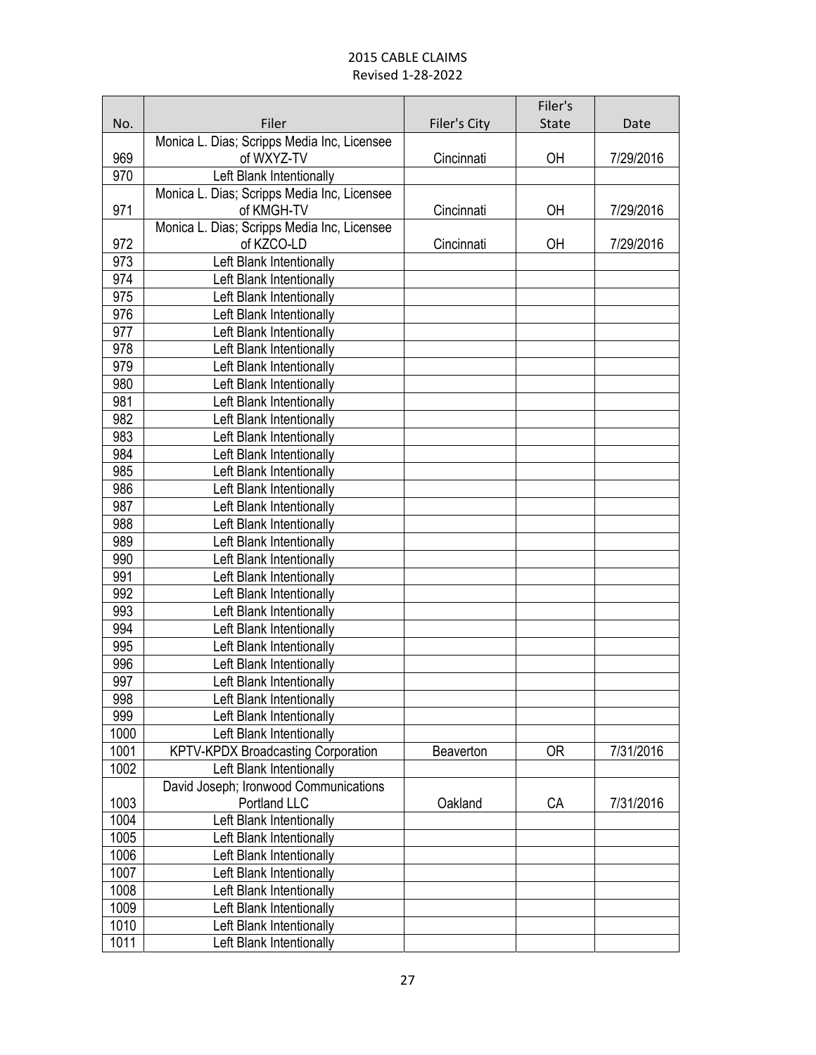# 2015 CABLE CLAIMS
Revised 1-28-2022

| No. | Filer | Filer's City | Filer's State | Date |
|---|---|---|---|---|
| 969 | Monica L. Dias; Scripps Media Inc, Licensee of WXYZ-TV | Cincinnati | OH | 7/29/2016 |
| 970 | Left Blank Intentionally | | | |
| 971 | Monica L. Dias; Scripps Media Inc, Licensee of KMGH-TV | Cincinnati | OH | 7/29/2016 |
| 972 | Monica L. Dias; Scripps Media Inc, Licensee of KZCO-LD | Cincinnati | OH | 7/29/2016 |
| 973 | Left Blank Intentionally | | | |
| 974 | Left Blank Intentionally | | | |
| 975 | Left Blank Intentionally | | | |
| 976 | Left Blank Intentionally | | | |
| 977 | Left Blank Intentionally | | | |
| 978 | Left Blank Intentionally | | | |
| 979 | Left Blank Intentionally | | | |
| 980 | Left Blank Intentionally | | | |
| 981 | Left Blank Intentionally | | | |
| 982 | Left Blank Intentionally | | | |
| 983 | Left Blank Intentionally | | | |
| 984 | Left Blank Intentionally | | | |
| 985 | Left Blank Intentionally | | | |
| 986 | Left Blank Intentionally | | | |
| 987 | Left Blank Intentionally | | | |
| 988 | Left Blank Intentionally | | | |
| 989 | Left Blank Intentionally | | | |
| 990 | Left Blank Intentionally | | | |
| 991 | Left Blank Intentionally | | | |
| 992 | Left Blank Intentionally | | | |
| 993 | Left Blank Intentionally | | | |
| 994 | Left Blank Intentionally | | | |
| 995 | Left Blank Intentionally | | | |
| 996 | Left Blank Intentionally | | | |
| 997 | Left Blank Intentionally | | | |
| 998 | Left Blank Intentionally | | | |
| 999 | Left Blank Intentionally | | | |
| 1000 | Left Blank Intentionally | | | |
| 1001 | KPTV-KPDX Broadcasting Corporation | Beaverton | OR | 7/31/2016 |
| 1002 | Left Blank Intentionally | | | |
| 1003 | David Joseph; Ironwood Communications Portland LLC | Oakland | CA | 7/31/2016 |
| 1004 | Left Blank Intentionally | | | |
| 1005 | Left Blank Intentionally | | | |
| 1006 | Left Blank Intentionally | | | |
| 1007 | Left Blank Intentionally | | | |
| 1008 | Left Blank Intentionally | | | |
| 1009 | Left Blank Intentionally | | | |
| 1010 | Left Blank Intentionally | | | |
| 1011 | Left Blank Intentionally | | | |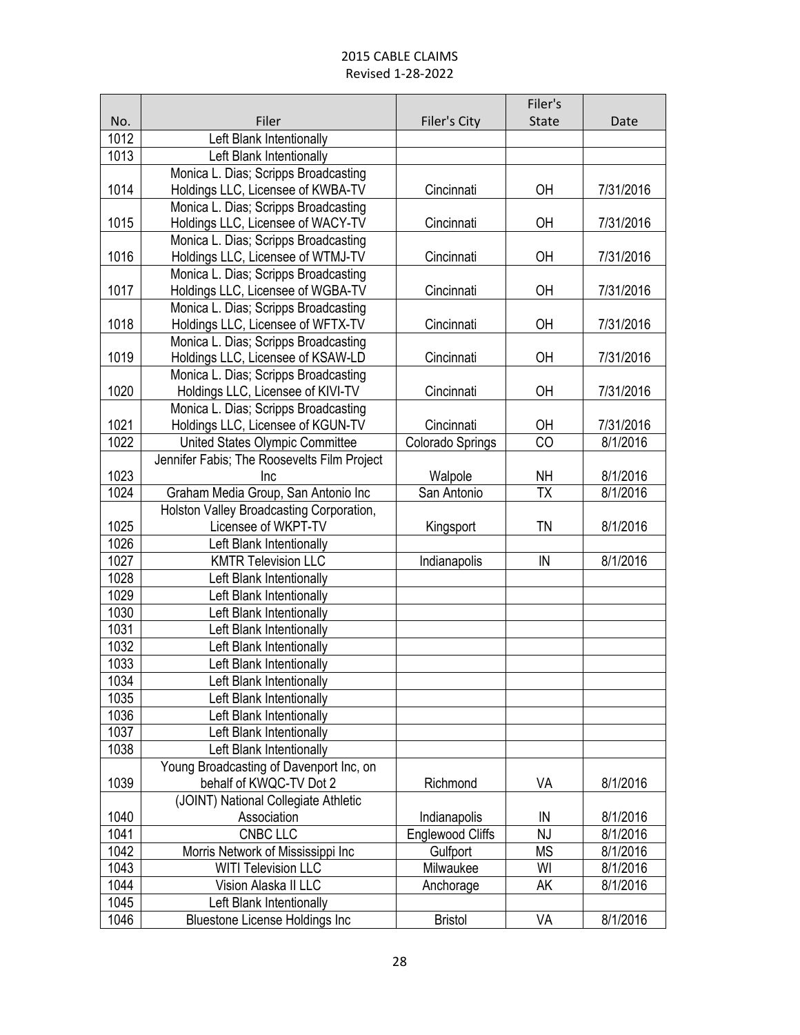2015 CABLE CLAIMS
Revised 1-28-2022

| No. | Filer | Filer's City | Filer's State | Date |
|---|---|---|---|---|
| 1012 | Left Blank Intentionally | | | |
| 1013 | Left Blank Intentionally | | | |
| 1014 | Monica L. Dias; Scripps Broadcasting Holdings LLC, Licensee of KWBA-TV | Cincinnati | OH | 7/31/2016 |
| 1015 | Monica L. Dias; Scripps Broadcasting Holdings LLC, Licensee of WACY-TV | Cincinnati | OH | 7/31/2016 |
| 1016 | Monica L. Dias; Scripps Broadcasting Holdings LLC, Licensee of WTMJ-TV | Cincinnati | OH | 7/31/2016 |
| 1017 | Monica L. Dias; Scripps Broadcasting Holdings LLC, Licensee of WGBA-TV | Cincinnati | OH | 7/31/2016 |
| 1018 | Monica L. Dias; Scripps Broadcasting Holdings LLC, Licensee of WFTX-TV | Cincinnati | OH | 7/31/2016 |
| 1019 | Monica L. Dias; Scripps Broadcasting Holdings LLC, Licensee of KSAW-LD | Cincinnati | OH | 7/31/2016 |
| 1020 | Monica L. Dias; Scripps Broadcasting Holdings LLC, Licensee of KIVI-TV | Cincinnati | OH | 7/31/2016 |
| 1021 | Monica L. Dias; Scripps Broadcasting Holdings LLC, Licensee of KGUN-TV | Cincinnati | OH | 7/31/2016 |
| 1022 | United States Olympic Committee | Colorado Springs | CO | 8/1/2016 |
| 1023 | Jennifer Fabis; The Roosevelts Film Project Inc | Walpole | NH | 8/1/2016 |
| 1024 | Graham Media Group, San Antonio Inc | San Antonio | TX | 8/1/2016 |
| 1025 | Holston Valley Broadcasting Corporation, Licensee of WKPT-TV | Kingsport | TN | 8/1/2016 |
| 1026 | Left Blank Intentionally | | | |
| 1027 | KMTR Television LLC | Indianapolis | IN | 8/1/2016 |
| 1028 | Left Blank Intentionally | | | |
| 1029 | Left Blank Intentionally | | | |
| 1030 | Left Blank Intentionally | | | |
| 1031 | Left Blank Intentionally | | | |
| 1032 | Left Blank Intentionally | | | |
| 1033 | Left Blank Intentionally | | | |
| 1034 | Left Blank Intentionally | | | |
| 1035 | Left Blank Intentionally | | | |
| 1036 | Left Blank Intentionally | | | |
| 1037 | Left Blank Intentionally | | | |
| 1038 | Left Blank Intentionally | | | |
| 1039 | Young Broadcasting of Davenport Inc, on behalf of KWQC-TV Dot 2 | Richmond | VA | 8/1/2016 |
| 1040 | (JOINT) National Collegiate Athletic Association | Indianapolis | IN | 8/1/2016 |
| 1041 | CNBC LLC | Englewood Cliffs | NJ | 8/1/2016 |
| 1042 | Morris Network of Mississippi Inc | Gulfport | MS | 8/1/2016 |
| 1043 | WITI Television LLC | Milwaukee | WI | 8/1/2016 |
| 1044 | Vision Alaska II LLC | Anchorage | AK | 8/1/2016 |
| 1045 | Left Blank Intentionally | | | |
| 1046 | Bluestone License Holdings Inc | Bristol | VA | 8/1/2016 |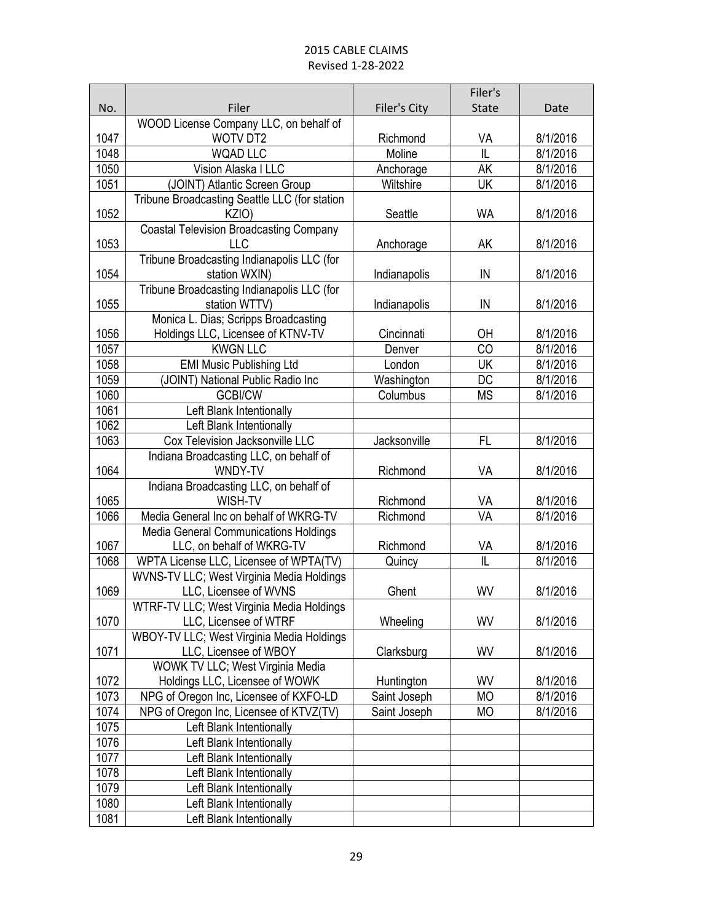# 2015 CABLE CLAIMS

Revised 1-28-2022

| No. | Filer | Filer's City | Filer's State | Date |
|---|---|---|---|---|
| 1047 | WOOD License Company LLC, on behalf of WOTV DT2 | Richmond | VA | 8/1/2016 |
| 1048 | WQAD LLC | Moline | IL | 8/1/2016 |
| 1050 | Vision Alaska I LLC | Anchorage | AK | 8/1/2016 |
| 1051 | (JOINT) Atlantic Screen Group | Wiltshire | UK | 8/1/2016 |
| 1052 | Tribune Broadcasting Seattle LLC (for station KZIO) | Seattle | WA | 8/1/2016 |
| 1053 | Coastal Television Broadcasting Company LLC | Anchorage | AK | 8/1/2016 |
| 1054 | Tribune Broadcasting Indianapolis LLC (for station WXIN) | Indianapolis | IN | 8/1/2016 |
| 1055 | Tribune Broadcasting Indianapolis LLC (for station WTTV) | Indianapolis | IN | 8/1/2016 |
| 1056 | Monica L. Dias; Scripps Broadcasting Holdings LLC, Licensee of KTNV-TV | Cincinnati | OH | 8/1/2016 |
| 1057 | KWGN LLC | Denver | CO | 8/1/2016 |
| 1058 | EMI Music Publishing Ltd | London | UK | 8/1/2016 |
| 1059 | (JOINT) National Public Radio Inc | Washington | DC | 8/1/2016 |
| 1060 | GCBI/CW | Columbus | MS | 8/1/2016 |
| 1061 | Left Blank Intentionally | | | |
| 1062 | Left Blank Intentionally | | | |
| 1063 | Cox Television Jacksonville LLC | Jacksonville | FL | 8/1/2016 |
| 1064 | Indiana Broadcasting LLC, on behalf of WNDY-TV | Richmond | VA | 8/1/2016 |
| 1065 | Indiana Broadcasting LLC, on behalf of WISH-TV | Richmond | VA | 8/1/2016 |
| 1066 | Media General Inc on behalf of WKRG-TV | Richmond | VA | 8/1/2016 |
| 1067 | Media General Communications Holdings LLC, on behalf of WKRG-TV | Richmond | VA | 8/1/2016 |
| 1068 | WPTA License LLC, Licensee of WPTA(TV) | Quincy | IL | 8/1/2016 |
| 1069 | WVNS-TV LLC; West Virginia Media Holdings LLC, Licensee of WVNS | Ghent | WV | 8/1/2016 |
| 1070 | WTRF-TV LLC; West Virginia Media Holdings LLC, Licensee of WTRF | Wheeling | WV | 8/1/2016 |
| 1071 | WBOY-TV LLC; West Virginia Media Holdings LLC, Licensee of WBOY | Clarksburg | WV | 8/1/2016 |
| 1072 | WOWK TV LLC; West Virginia Media Holdings LLC, Licensee of WOWK | Huntington | WV | 8/1/2016 |
| 1073 | NPG of Oregon Inc, Licensee of KXFO-LD | Saint Joseph | MO | 8/1/2016 |
| 1074 | NPG of Oregon Inc, Licensee of KTVZ(TV) | Saint Joseph | MO | 8/1/2016 |
| 1075 | Left Blank Intentionally | | | |
| 1076 | Left Blank Intentionally | | | |
| 1077 | Left Blank Intentionally | | | |
| 1078 | Left Blank Intentionally | | | |
| 1079 | Left Blank Intentionally | | | |
| 1080 | Left Blank Intentionally | | | |
| 1081 | Left Blank Intentionally | | | |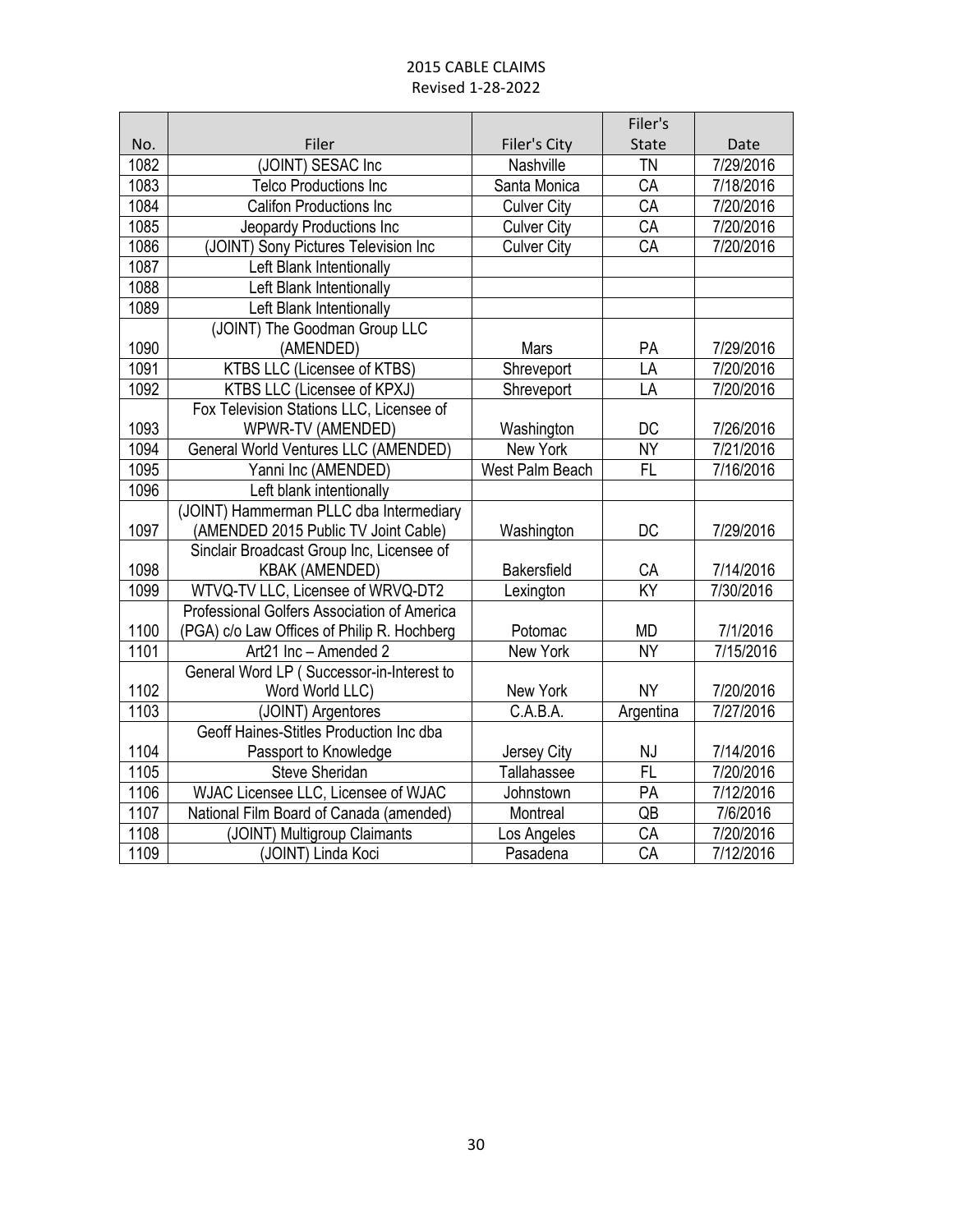2015 CABLE CLAIMS
Revised 1-28-2022

| No. | Filer | Filer's City | Filer's State | Date |
|---|---|---|---|---|
| 1082 | (JOINT) SESAC Inc | Nashville | TN | 7/29/2016 |
| 1083 | Telco Productions Inc | Santa Monica | CA | 7/18/2016 |
| 1084 | Califon Productions Inc | Culver City | CA | 7/20/2016 |
| 1085 | Jeopardy Productions Inc | Culver City | CA | 7/20/2016 |
| 1086 | (JOINT) Sony Pictures Television Inc | Culver City | CA | 7/20/2016 |
| 1087 | Left Blank Intentionally | | | |
| 1088 | Left Blank Intentionally | | | |
| 1089 | Left Blank Intentionally | | | |
| 1090 | (JOINT) The Goodman Group LLC (AMENDED) | Mars | PA | 7/29/2016 |
| 1091 | KTBS LLC (Licensee of KTBS) | Shreveport | LA | 7/20/2016 |
| 1092 | KTBS LLC (Licensee of KPXJ) | Shreveport | LA | 7/20/2016 |
| 1093 | Fox Television Stations LLC, Licensee of WPWR-TV (AMENDED) | Washington | DC | 7/26/2016 |
| 1094 | General World Ventures LLC (AMENDED) | New York | NY | 7/21/2016 |
| 1095 | Yanni Inc (AMENDED) | West Palm Beach | FL | 7/16/2016 |
| 1096 | Left blank intentionally | | | |
| 1097 | (JOINT) Hammerman PLLC dba Intermediary (AMENDED 2015 Public TV Joint Cable) | Washington | DC | 7/29/2016 |
| 1098 | Sinclair Broadcast Group Inc, Licensee of KBAK (AMENDED) | Bakersfield | CA | 7/14/2016 |
| 1099 | WTVQ-TV LLC, Licensee of WRVQ-DT2 | Lexington | KY | 7/30/2016 |
| 1100 | Professional Golfers Association of America (PGA) c/o Law Offices of Philip R. Hochberg | Potomac | MD | 7/1/2016 |
| 1101 | Art21 Inc – Amended 2 | New York | NY | 7/15/2016 |
| 1102 | General Word LP ( Successor-in-Interest to Word World LLC) | New York | NY | 7/20/2016 |
| 1103 | (JOINT) Argentores | C.A.B.A. | Argentina | 7/27/2016 |
| 1104 | Geoff Haines-Stitles Production Inc dba Passport to Knowledge | Jersey City | NJ | 7/14/2016 |
| 1105 | Steve Sheridan | Tallahassee | FL | 7/20/2016 |
| 1106 | WJAC Licensee LLC, Licensee of WJAC | Johnstown | PA | 7/12/2016 |
| 1107 | National Film Board of Canada (amended) | Montreal | QB | 7/6/2016 |
| 1108 | (JOINT) Multigroup Claimants | Los Angeles | CA | 7/20/2016 |
| 1109 | (JOINT) Linda Koci | Pasadena | CA | 7/12/2016 |